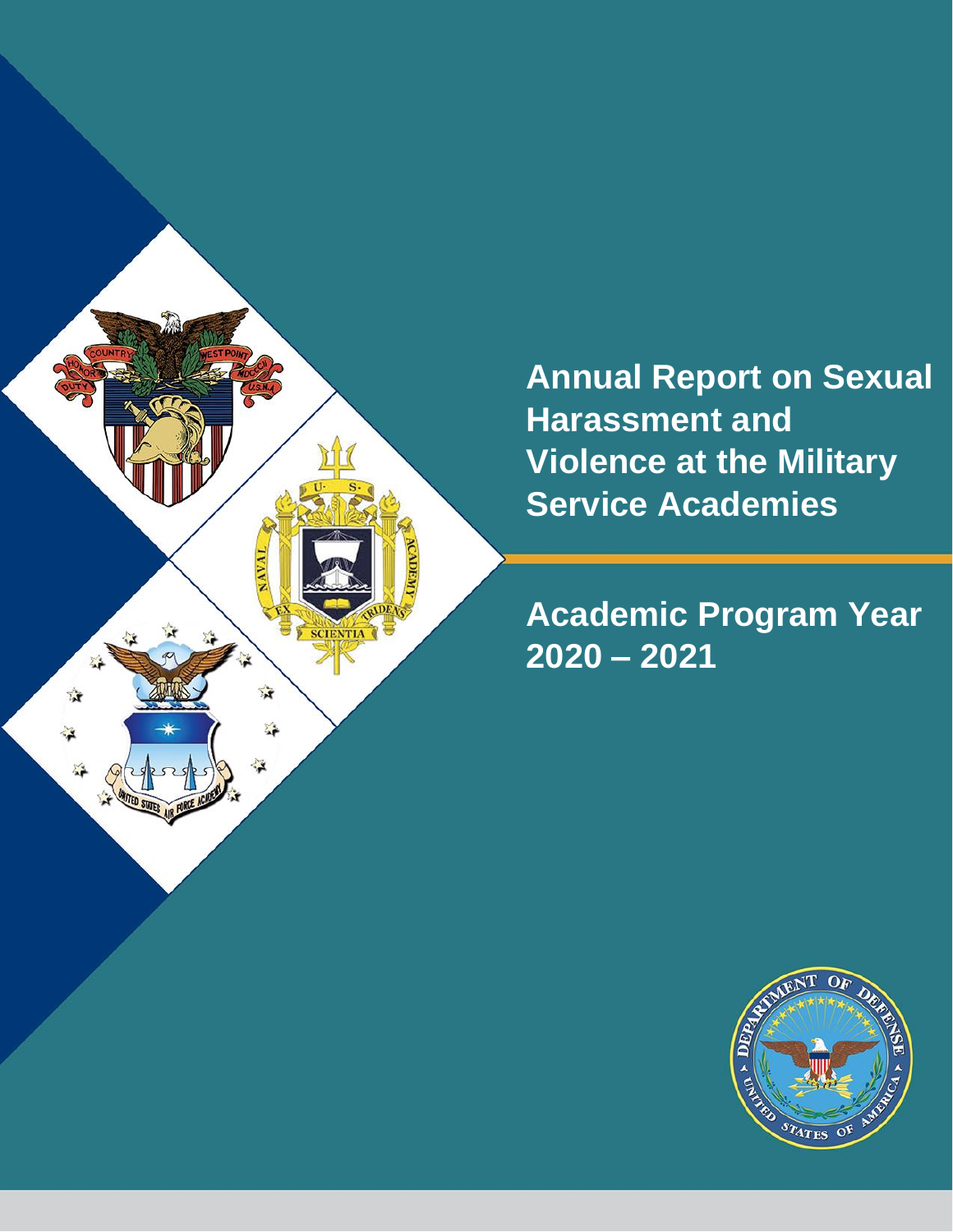# Annual Report on Sexual Harassment and Violence at the Military Service Academies

## Academic Program Year 2020 – 2021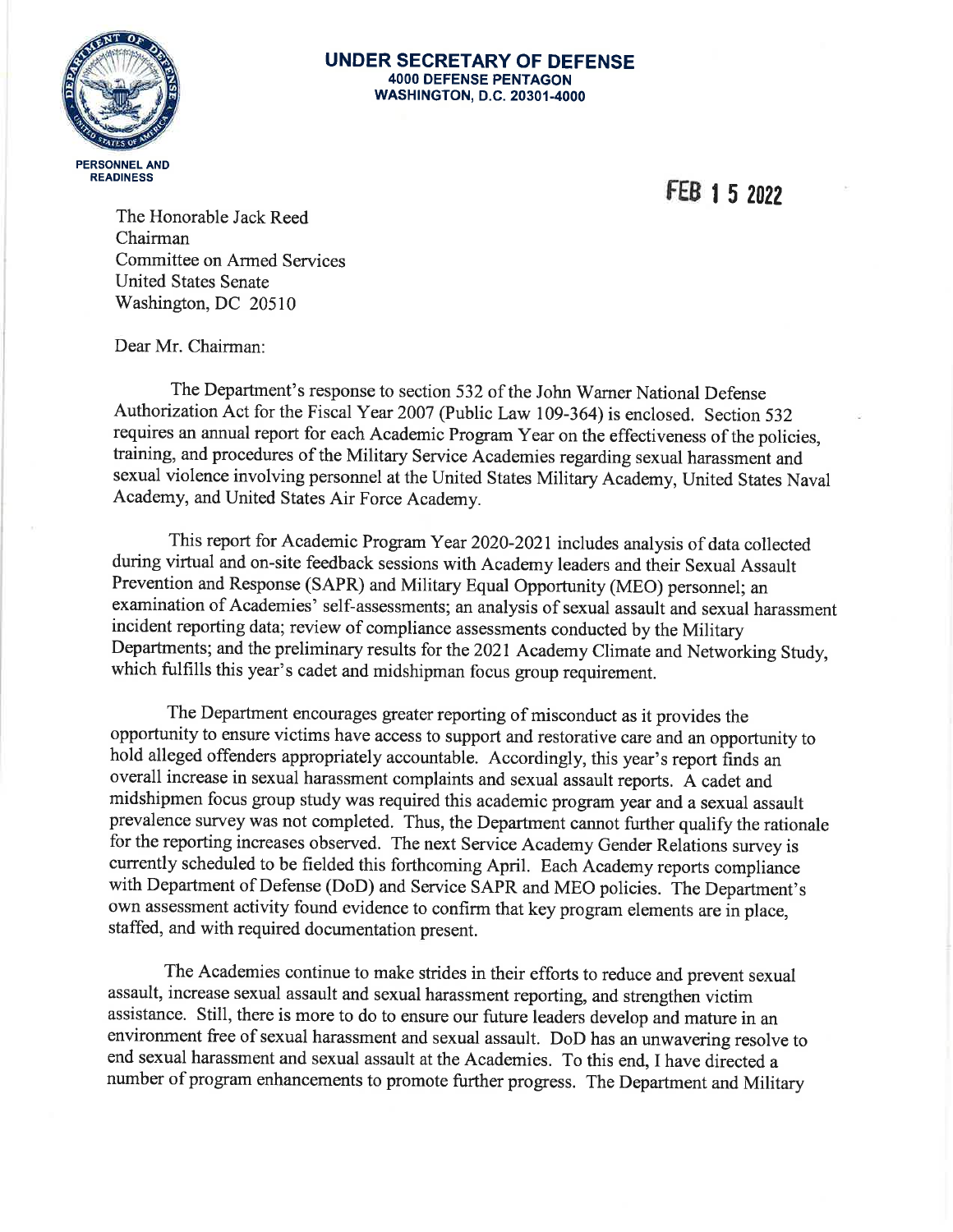**UNDER SECRETARY OF DEFENSE**
**4000 DEFENSE PENTAGON**
**WASHINGTON, D.C. 20301-4000**

PERSONNEL AND READINESS

FEB 15 2022

The Honorable Jack Reed
Chairman
Committee on Armed Services
United States Senate
Washington, DC 20510

Dear Mr. Chairman:

The Department's response to section 532 of the John Warner National Defense Authorization Act for the Fiscal Year 2007 (Public Law 109-364) is enclosed. Section 532 requires an annual report for each Academic Program Year on the effectiveness of the policies, training, and procedures of the Military Service Academies regarding sexual harassment and sexual violence involving personnel at the United States Military Academy, United States Naval Academy, and United States Air Force Academy.

This report for Academic Program Year 2020-2021 includes analysis of data collected during virtual and on-site feedback sessions with Academy leaders and their Sexual Assault Prevention and Response (SAPR) and Military Equal Opportunity (MEO) personnel; an examination of Academies' self-assessments; an analysis of sexual assault and sexual harassment incident reporting data; review of compliance assessments conducted by the Military Departments; and the preliminary results for the 2021 Academy Climate and Networking Study, which fulfills this year's cadet and midshipman focus group requirement.

The Department encourages greater reporting of misconduct as it provides the opportunity to ensure victims have access to support and restorative care and an opportunity to hold alleged offenders appropriately accountable. Accordingly, this year's report finds an overall increase in sexual harassment complaints and sexual assault reports. A cadet and midshipmen focus group study was required this academic program year and a sexual assault prevalence survey was not completed. Thus, the Department cannot further qualify the rationale for the reporting increases observed. The next Service Academy Gender Relations survey is currently scheduled to be fielded this forthcoming April. Each Academy reports compliance with Department of Defense (DoD) and Service SAPR and MEO policies. The Department's own assessment activity found evidence to confirm that key program elements are in place, staffed, and with required documentation present.

The Academies continue to make strides in their efforts to reduce and prevent sexual assault, increase sexual assault and sexual harassment reporting, and strengthen victim assistance. Still, there is more to do to ensure our future leaders develop and mature in an environment free of sexual harassment and sexual assault. DoD has an unwavering resolve to end sexual harassment and sexual assault at the Academies. To this end, I have directed a number of program enhancements to promote further progress. The Department and Military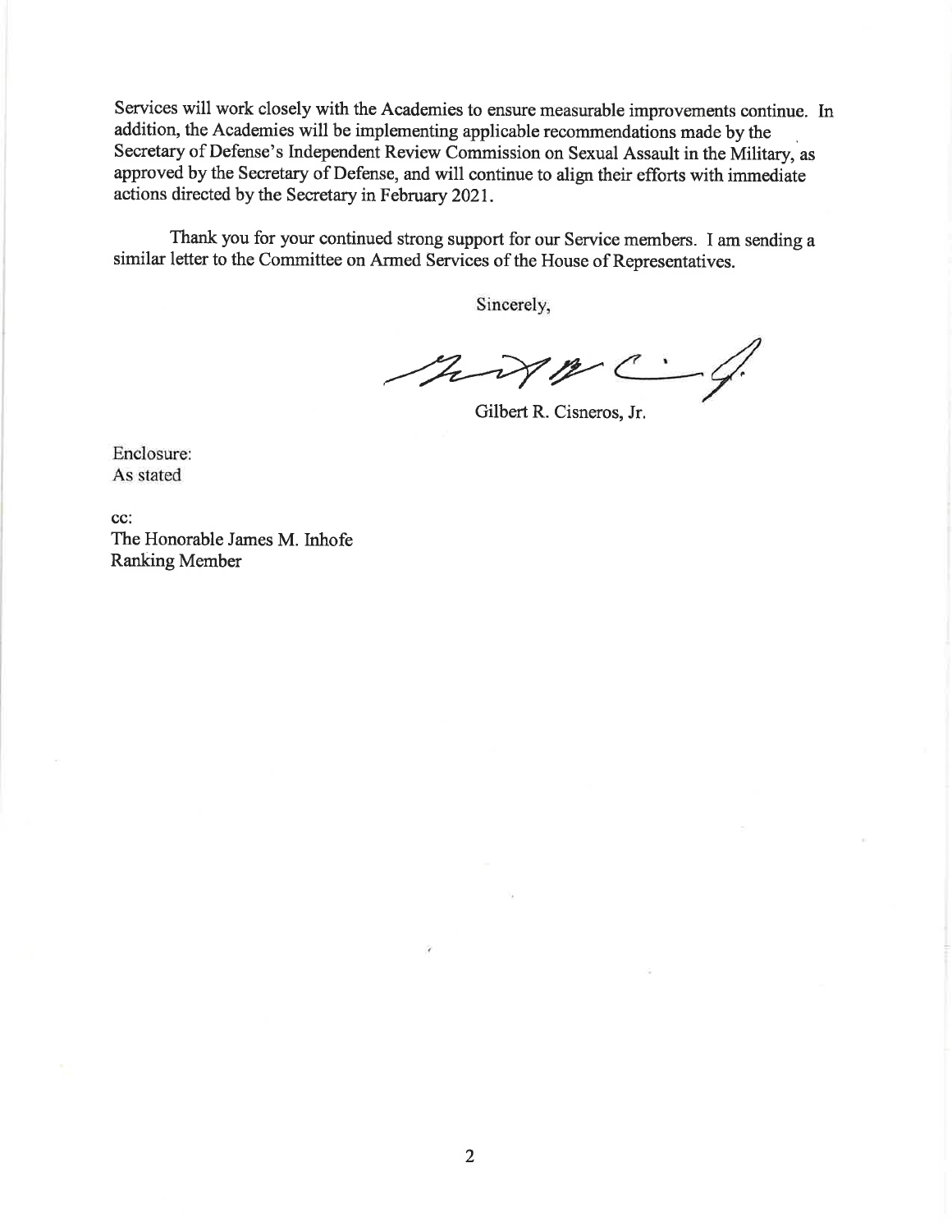Services will work closely with the Academies to ensure measurable improvements continue. In addition, the Academies will be implementing applicable recommendations made by the Secretary of Defense's Independent Review Commission on Sexual Assault in the Military, as approved by the Secretary of Defense, and will continue to align their efforts with immediate actions directed by the Secretary in February 2021.

Thank you for your continued strong support for our Service members. I am sending a similar letter to the Committee on Armed Services of the House of Representatives.

Sincerely,

Gilbert R. Cisneros, Jr.

Enclosure:
As stated

cc:
The Honorable James M. Inhofe
Ranking Member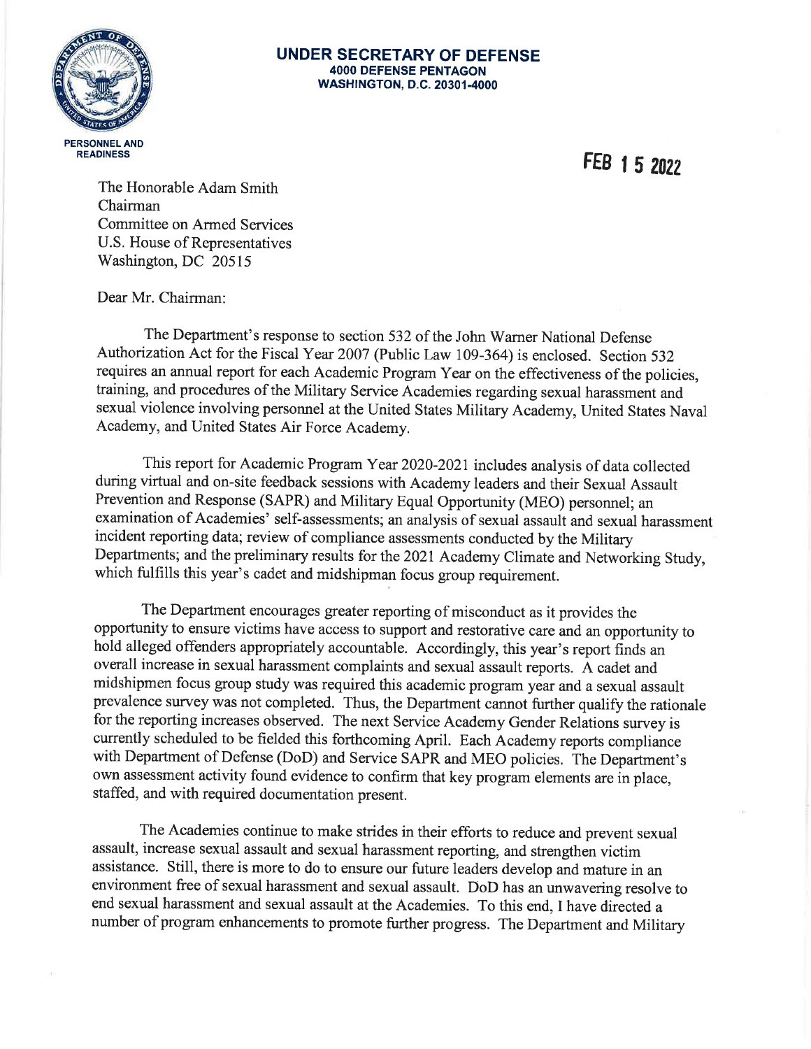**UNDER SECRETARY OF DEFENSE**
**4000 DEFENSE PENTAGON**
**WASHINGTON, D.C. 20301-4000**

**PERSONNEL AND READINESS**

**FEB 15 2022**

The Honorable Adam Smith
Chairman
Committee on Armed Services
U.S. House of Representatives
Washington, DC 20515

Dear Mr. Chairman:

The Department's response to section 532 of the John Warner National Defense Authorization Act for the Fiscal Year 2007 (Public Law 109-364) is enclosed. Section 532 requires an annual report for each Academic Program Year on the effectiveness of the policies, training, and procedures of the Military Service Academies regarding sexual harassment and sexual violence involving personnel at the United States Military Academy, United States Naval Academy, and United States Air Force Academy.

This report for Academic Program Year 2020-2021 includes analysis of data collected during virtual and on-site feedback sessions with Academy leaders and their Sexual Assault Prevention and Response (SAPR) and Military Equal Opportunity (MEO) personnel; an examination of Academies' self-assessments; an analysis of sexual assault and sexual harassment incident reporting data; review of compliance assessments conducted by the Military Departments; and the preliminary results for the 2021 Academy Climate and Networking Study, which fulfills this year's cadet and midshipman focus group requirement.

The Department encourages greater reporting of misconduct as it provides the opportunity to ensure victims have access to support and restorative care and an opportunity to hold alleged offenders appropriately accountable. Accordingly, this year's report finds an overall increase in sexual harassment complaints and sexual assault reports. A cadet and midshipmen focus group study was required this academic program year and a sexual assault prevalence survey was not completed. Thus, the Department cannot further qualify the rationale for the reporting increases observed. The next Service Academy Gender Relations survey is currently scheduled to be fielded this forthcoming April. Each Academy reports compliance with Department of Defense (DoD) and Service SAPR and MEO policies. The Department's own assessment activity found evidence to confirm that key program elements are in place, staffed, and with required documentation present.

The Academies continue to make strides in their efforts to reduce and prevent sexual assault, increase sexual assault and sexual harassment reporting, and strengthen victim assistance. Still, there is more to do to ensure our future leaders develop and mature in an environment free of sexual harassment and sexual assault. DoD has an unwavering resolve to end sexual harassment and sexual assault at the Academies. To this end, I have directed a number of program enhancements to promote further progress. The Department and Military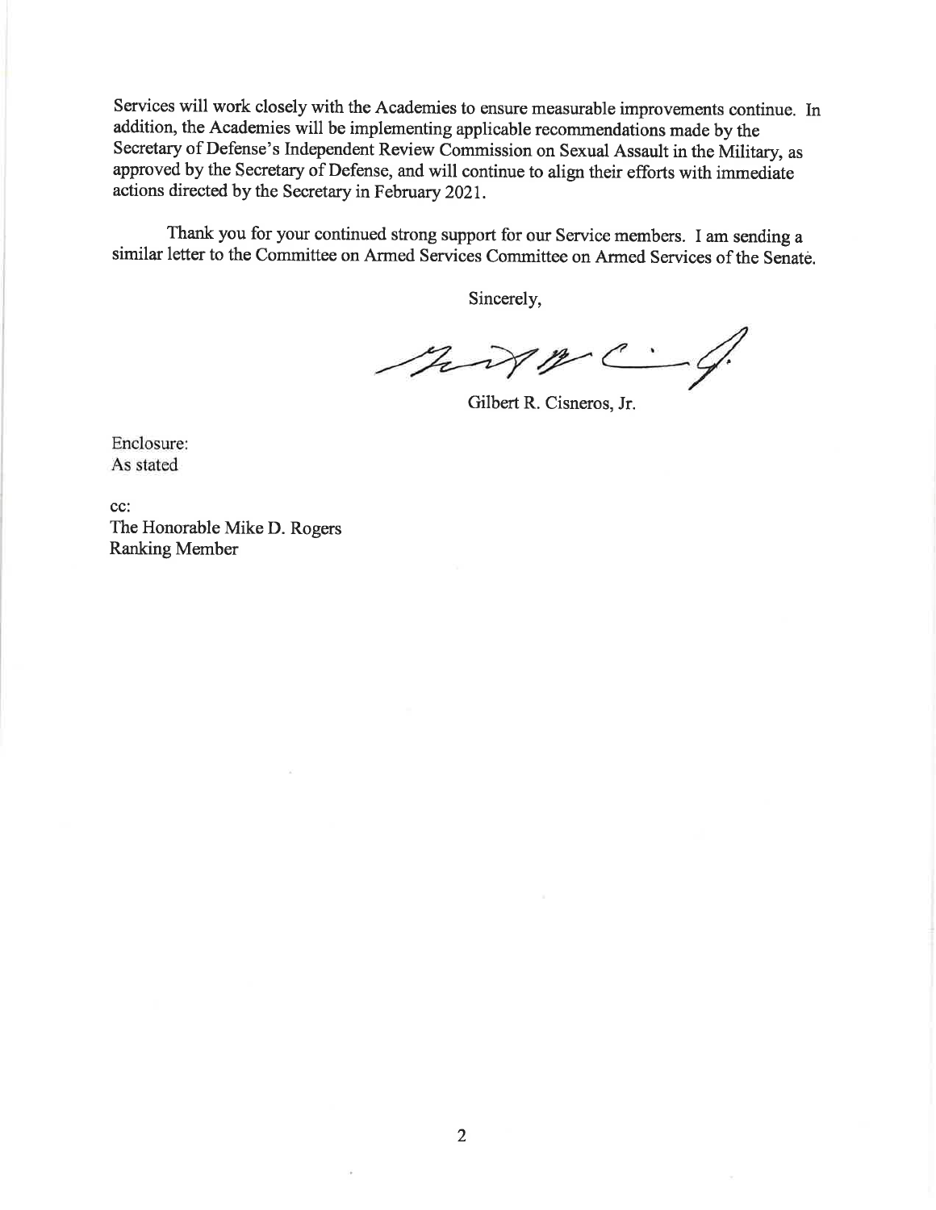Services will work closely with the Academies to ensure measurable improvements continue. In addition, the Academies will be implementing applicable recommendations made by the Secretary of Defense's Independent Review Commission on Sexual Assault in the Military, as approved by the Secretary of Defense, and will continue to align their efforts with immediate actions directed by the Secretary in February 2021.

Thank you for your continued strong support for our Service members. I am sending a similar letter to the Committee on Armed Services Committee on Armed Services of the Senate.

Sincerely,

Gilbert R. Cisneros, Jr.

Enclosure:
As stated

cc:
The Honorable Mike D. Rogers
Ranking Member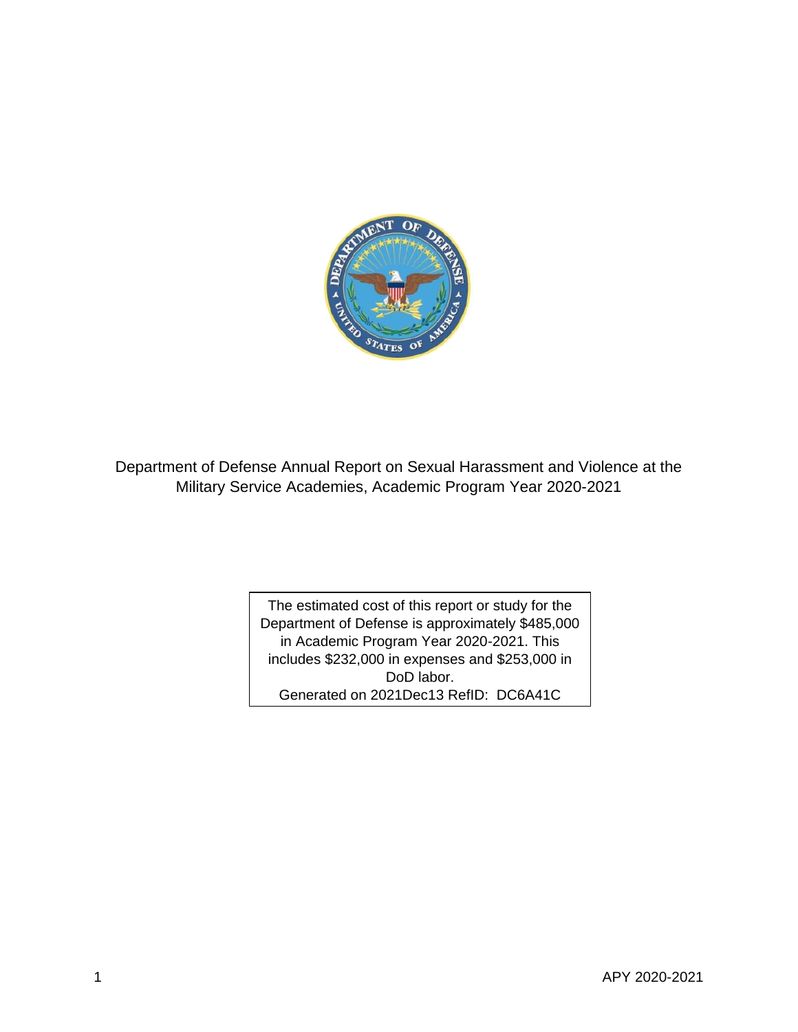Department of Defense Annual Report on Sexual Harassment and Violence at the Military Service Academies, Academic Program Year 2020-2021

The estimated cost of this report or study for the Department of Defense is approximately $485,000 in Academic Program Year 2020-2021. This includes $232,000 in expenses and $253,000 in DoD labor.
Generated on 2021Dec13 RefID: DC6A41C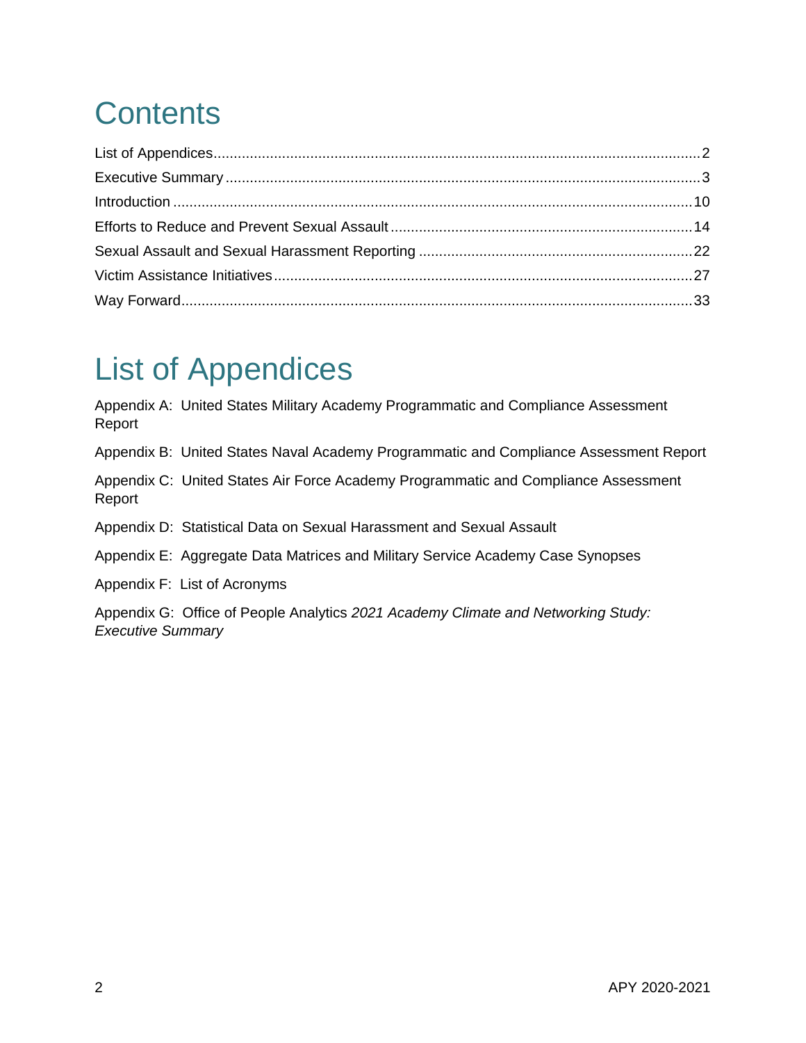# Contents

List of Appendices....................2
Executive Summary....................3
Introduction....................10
Efforts to Reduce and Prevent Sexual Assault....................14
Sexual Assault and Sexual Harassment Reporting....................22
Victim Assistance Initiatives....................27
Way Forward....................33

# List of Appendices

Appendix A: United States Military Academy Programmatic and Compliance Assessment Report

Appendix B: United States Naval Academy Programmatic and Compliance Assessment Report

Appendix C: United States Air Force Academy Programmatic and Compliance Assessment Report

Appendix D: Statistical Data on Sexual Harassment and Sexual Assault

Appendix E: Aggregate Data Matrices and Military Service Academy Case Synopses

Appendix F: List of Acronyms

Appendix G: Office of People Analytics *2021 Academy Climate and Networking Study: Executive Summary*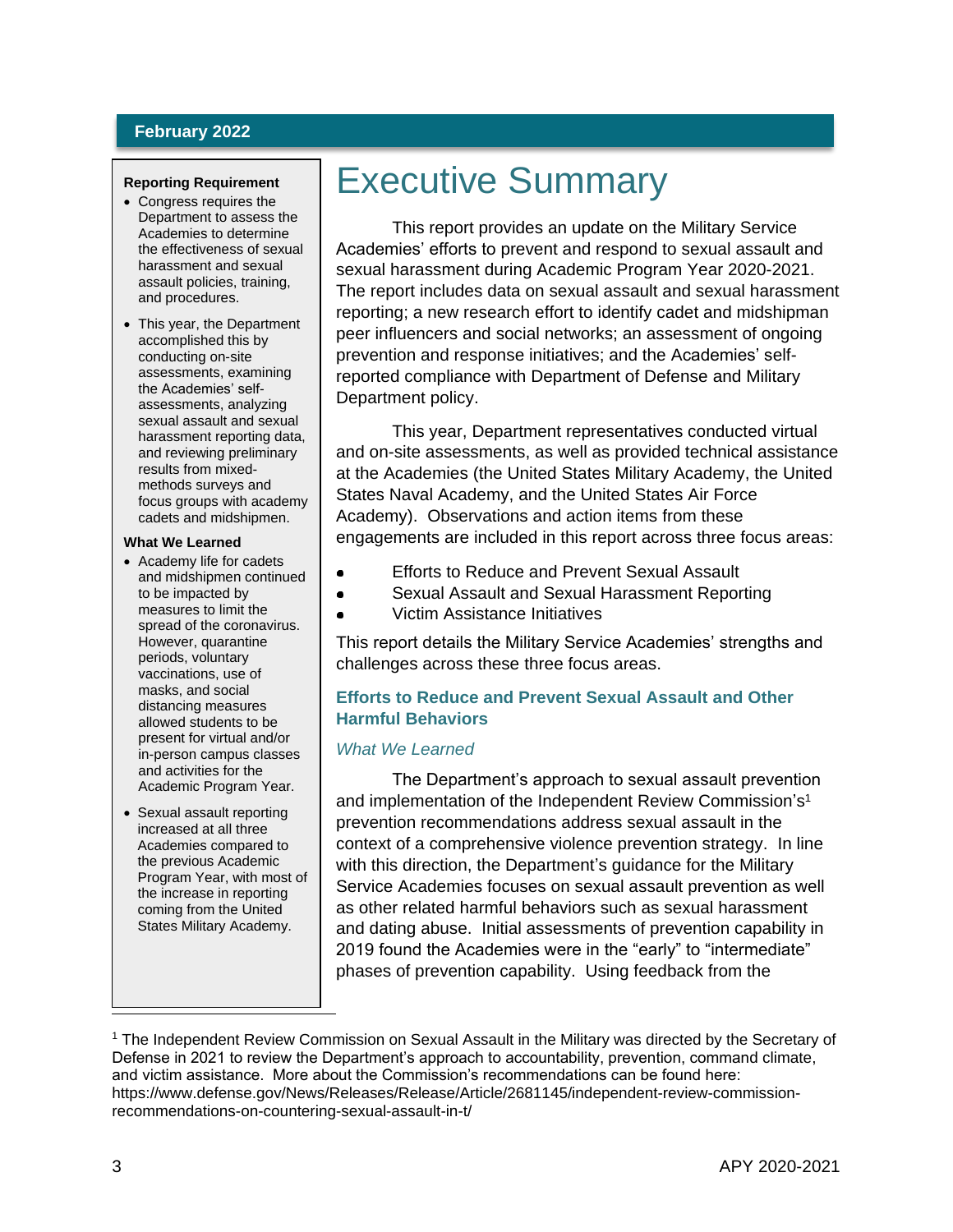**February 2022**

# Executive Summary

This report provides an update on the Military Service Academies' efforts to prevent and respond to sexual assault and sexual harassment during Academic Program Year 2020-2021. The report includes data on sexual assault and sexual harassment reporting; a new research effort to identify cadet and midshipman peer influencers and social networks; an assessment of ongoing prevention and response initiatives; and the Academies' self-reported compliance with Department of Defense and Military Department policy.

This year, Department representatives conducted virtual and on-site assessments, as well as provided technical assistance at the Academies (the United States Military Academy, the United States Naval Academy, and the United States Air Force Academy). Observations and action items from these engagements are included in this report across three focus areas:

- Efforts to Reduce and Prevent Sexual Assault
- Sexual Assault and Sexual Harassment Reporting
- Victim Assistance Initiatives

This report details the Military Service Academies' strengths and challenges across these three focus areas.

**Reporting Requirement**

- Congress requires the Department to assess the Academies to determine the effectiveness of sexual harassment and sexual assault policies, training, and procedures.
- This year, the Department accomplished this by conducting on-site assessments, examining the Academies' self-assessments, analyzing sexual assault and sexual harassment reporting data, and reviewing preliminary results from mixed-methods surveys and focus groups with academy cadets and midshipmen.

**What We Learned**

- Academy life for cadets and midshipmen continued to be impacted by measures to limit the spread of the coronavirus. However, quarantine periods, voluntary vaccinations, use of masks, and social distancing measures allowed students to be present for virtual and/or in-person campus classes and activities for the Academic Program Year.
- Sexual assault reporting increased at all three Academies compared to the previous Academic Program Year, with most of the increase in reporting coming from the United States Military Academy.

## Efforts to Reduce and Prevent Sexual Assault and Other Harmful Behaviors

### *What We Learned*

The Department's approach to sexual assault prevention and implementation of the Independent Review Commission's[1] prevention recommendations address sexual assault in the context of a comprehensive violence prevention strategy. In line with this direction, the Department's guidance for the Military Service Academies focuses on sexual assault prevention as well as other related harmful behaviors such as sexual harassment and dating abuse. Initial assessments of prevention capability in 2019 found the Academies were in the "early" to "intermediate" phases of prevention capability. Using feedback from the

[1] The Independent Review Commission on Sexual Assault in the Military was directed by the Secretary of Defense in 2021 to review the Department's approach to accountability, prevention, command climate, and victim assistance. More about the Commission's recommendations can be found here: https://www.defense.gov/News/Releases/Release/Article/2681145/independent-review-commission-recommendations-on-countering-sexual-assault-in-t/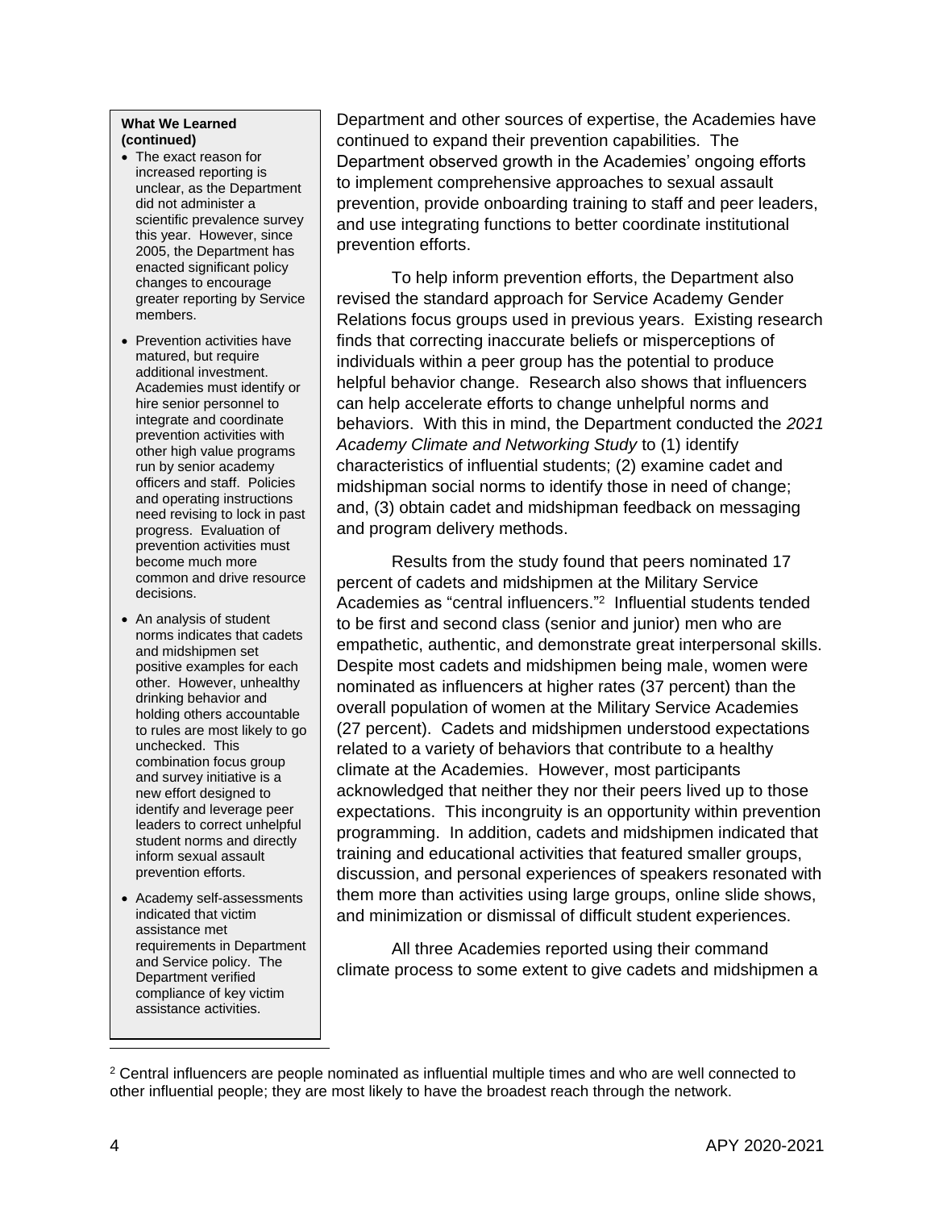**What We Learned (continued)**

- The exact reason for increased reporting is unclear, as the Department did not administer a scientific prevalence survey this year. However, since 2005, the Department has enacted significant policy changes to encourage greater reporting by Service members.
- Prevention activities have matured, but require additional investment. Academies must identify or hire senior personnel to integrate and coordinate prevention activities with other high value programs run by senior academy officers and staff. Policies and operating instructions need revising to lock in past progress. Evaluation of prevention activities must become much more common and drive resource decisions.
- An analysis of student norms indicates that cadets and midshipmen set positive examples for each other. However, unhealthy drinking behavior and holding others accountable to rules are most likely to go unchecked. This combination focus group and survey initiative is a new effort designed to identify and leverage peer leaders to correct unhelpful student norms and directly inform sexual assault prevention efforts.
- Academy self-assessments indicated that victim assistance met requirements in Department and Service policy. The Department verified compliance of key victim assistance activities.

Department and other sources of expertise, the Academies have continued to expand their prevention capabilities. The Department observed growth in the Academies' ongoing efforts to implement comprehensive approaches to sexual assault prevention, provide onboarding training to staff and peer leaders, and use integrating functions to better coordinate institutional prevention efforts.

To help inform prevention efforts, the Department also revised the standard approach for Service Academy Gender Relations focus groups used in previous years. Existing research finds that correcting inaccurate beliefs or misperceptions of individuals within a peer group has the potential to produce helpful behavior change. Research also shows that influencers can help accelerate efforts to change unhelpful norms and behaviors. With this in mind, the Department conducted the *2021 Academy Climate and Networking Study* to (1) identify characteristics of influential students; (2) examine cadet and midshipman social norms to identify those in need of change; and, (3) obtain cadet and midshipman feedback on messaging and program delivery methods.

Results from the study found that peers nominated 17 percent of cadets and midshipmen at the Military Service Academies as "central influencers."[2] Influential students tended to be first and second class (senior and junior) men who are empathetic, authentic, and demonstrate great interpersonal skills. Despite most cadets and midshipmen being male, women were nominated as influencers at higher rates (37 percent) than the overall population of women at the Military Service Academies (27 percent). Cadets and midshipmen understood expectations related to a variety of behaviors that contribute to a healthy climate at the Academies. However, most participants acknowledged that neither they nor their peers lived up to those expectations. This incongruity is an opportunity within prevention programming. In addition, cadets and midshipmen indicated that training and educational activities that featured smaller groups, discussion, and personal experiences of speakers resonated with them more than activities using large groups, online slide shows, and minimization or dismissal of difficult student experiences.

All three Academies reported using their command climate process to some extent to give cadets and midshipmen a

[2] Central influencers are people nominated as influential multiple times and who are well connected to other influential people; they are most likely to have the broadest reach through the network.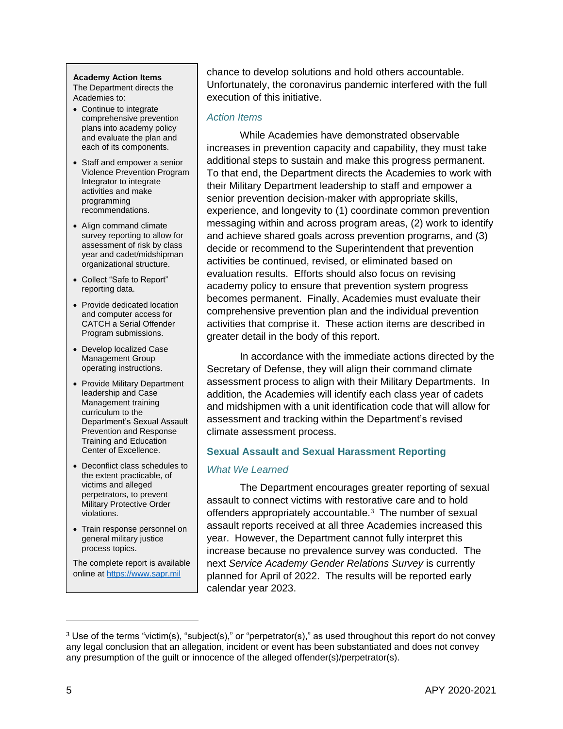chance to develop solutions and hold others accountable. Unfortunately, the coronavirus pandemic interfered with the full execution of this initiative.

### *Action Items*

While Academies have demonstrated observable increases in prevention capacity and capability, they must take additional steps to sustain and make this progress permanent. To that end, the Department directs the Academies to work with their Military Department leadership to staff and empower a senior prevention decision-maker with appropriate skills, experience, and longevity to (1) coordinate common prevention messaging within and across program areas, (2) work to identify and achieve shared goals across prevention programs, and (3) decide or recommend to the Superintendent that prevention activities be continued, revised, or eliminated based on evaluation results. Efforts should also focus on revising academy policy to ensure that prevention system progress becomes permanent. Finally, Academies must evaluate their comprehensive prevention plan and the individual prevention activities that comprise it. These action items are described in greater detail in the body of this report.

In accordance with the immediate actions directed by the Secretary of Defense, they will align their command climate assessment process to align with their Military Departments. In addition, the Academies will identify each class year of cadets and midshipmen with a unit identification code that will allow for assessment and tracking within the Department's revised climate assessment process.

## Sexual Assault and Sexual Harassment Reporting

### *What We Learned*

The Department encourages greater reporting of sexual assault to connect victims with restorative care and to hold offenders appropriately accountable.[3] The number of sexual assault reports received at all three Academies increased this year. However, the Department cannot fully interpret this increase because no prevalence survey was conducted. The next *Service Academy Gender Relations Survey* is currently planned for April of 2022. The results will be reported early calendar year 2023.

---

**Academy Action Items**

The Department directs the Academies to:

- Continue to integrate comprehensive prevention plans into academy policy and evaluate the plan and each of its components.
- Staff and empower a senior Violence Prevention Program Integrator to integrate activities and make programming recommendations.
- Align command climate survey reporting to allow for assessment of risk by class year and cadet/midshipman organizational structure.
- Collect "Safe to Report" reporting data.
- Provide dedicated location and computer access for CATCH a Serial Offender Program submissions.
- Develop localized Case Management Group operating instructions.
- Provide Military Department leadership and Case Management training curriculum to the Department's Sexual Assault Prevention and Response Training and Education Center of Excellence.
- Deconflict class schedules to the extent practicable, of victims and alleged perpetrators, to prevent Military Protective Order violations.
- Train response personnel on general military justice process topics.

The complete report is available online at https://www.sapr.mil

---

[3] Use of the terms "victim(s), "subject(s)," or "perpetrator(s)," as used throughout this report do not convey any legal conclusion that an allegation, incident or event has been substantiated and does not convey any presumption of the guilt or innocence of the alleged offender(s)/perpetrator(s).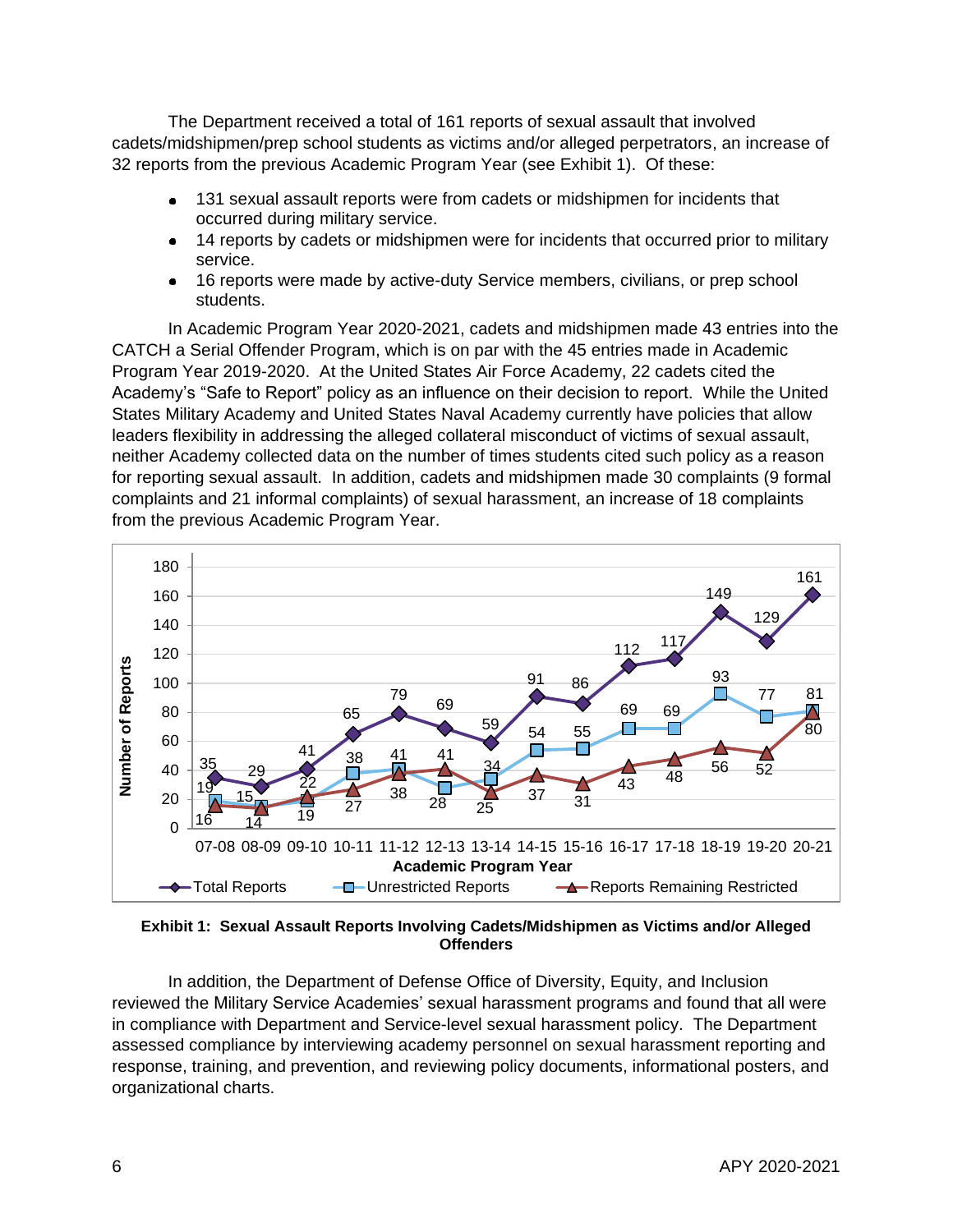The Department received a total of 161 reports of sexual assault that involved cadets/midshipmen/prep school students as victims and/or alleged perpetrators, an increase of 32 reports from the previous Academic Program Year (see Exhibit 1). Of these:

- 131 sexual assault reports were from cadets or midshipmen for incidents that occurred during military service.
- 14 reports by cadets or midshipmen were for incidents that occurred prior to military service.
- 16 reports were made by active-duty Service members, civilians, or prep school students.

In Academic Program Year 2020-2021, cadets and midshipmen made 43 entries into the CATCH a Serial Offender Program, which is on par with the 45 entries made in Academic Program Year 2019-2020. At the United States Air Force Academy, 22 cadets cited the Academy's "Safe to Report" policy as an influence on their decision to report. While the United States Military Academy and United States Naval Academy currently have policies that allow leaders flexibility in addressing the alleged collateral misconduct of victims of sexual assault, neither Academy collected data on the number of times students cited such policy as a reason for reporting sexual assault. In addition, cadets and midshipmen made 30 complaints (9 formal complaints and 21 informal complaints) of sexual harassment, an increase of 18 complaints from the previous Academic Program Year.

| Academic Program Year | Total Reports | Unrestricted Reports | Reports Remaining Restricted |
|---|---|---|---|
| 07-08 | 35 | 19 | 16 |
| 08-09 | 29 | 15 | 14 |
| 09-10 | 41 | 19 | 22 |
| 10-11 | 65 | 38 | 27 |
| 11-12 | 79 | 41 | 38 |
| 12-13 | 69 | 28 | 41 |
| 13-14 | 59 | 34 | 25 |
| 14-15 | 91 | 54 | 37 |
| 15-16 | 86 | 55 | 31 |
| 16-17 | 112 | 69 | 43 |
| 17-18 | 117 | 69 | 48 |
| 18-19 | 149 | 93 | 56 |
| 19-20 | 129 | 77 | 52 |
| 20-21 | 161 | 81 | 80 |

**Exhibit 1: Sexual Assault Reports Involving Cadets/Midshipmen as Victims and/or Alleged Offenders**

In addition, the Department of Defense Office of Diversity, Equity, and Inclusion reviewed the Military Service Academies' sexual harassment programs and found that all were in compliance with Department and Service-level sexual harassment policy. The Department assessed compliance by interviewing academy personnel on sexual harassment reporting and response, training, and prevention, and reviewing policy documents, informational posters, and organizational charts.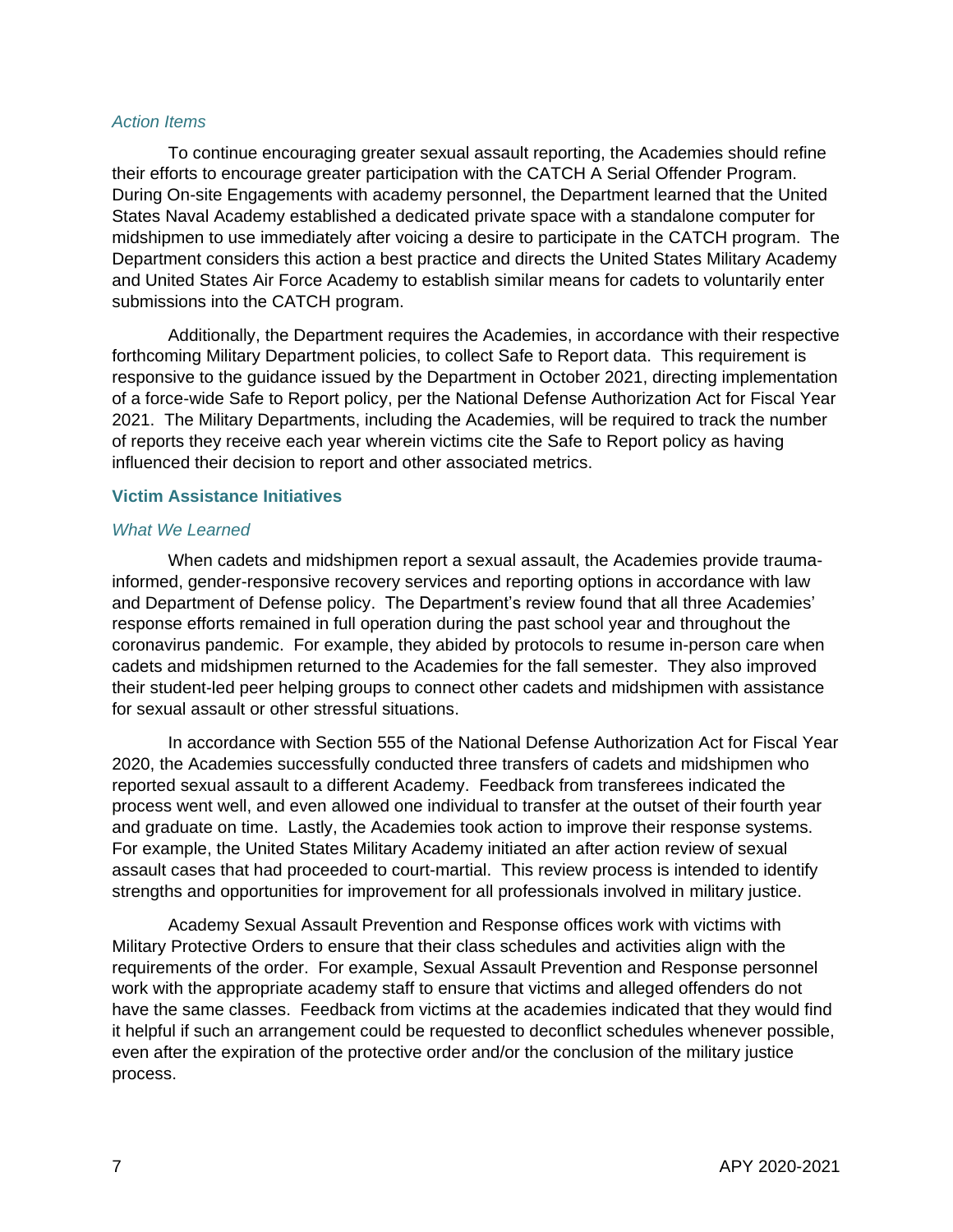*Action Items*

To continue encouraging greater sexual assault reporting, the Academies should refine their efforts to encourage greater participation with the CATCH A Serial Offender Program. During On-site Engagements with academy personnel, the Department learned that the United States Naval Academy established a dedicated private space with a standalone computer for midshipmen to use immediately after voicing a desire to participate in the CATCH program. The Department considers this action a best practice and directs the United States Military Academy and United States Air Force Academy to establish similar means for cadets to voluntarily enter submissions into the CATCH program.

Additionally, the Department requires the Academies, in accordance with their respective forthcoming Military Department policies, to collect Safe to Report data. This requirement is responsive to the guidance issued by the Department in October 2021, directing implementation of a force-wide Safe to Report policy, per the National Defense Authorization Act for Fiscal Year 2021. The Military Departments, including the Academies, will be required to track the number of reports they receive each year wherein victims cite the Safe to Report policy as having influenced their decision to report and other associated metrics.

### Victim Assistance Initiatives

*What We Learned*

When cadets and midshipmen report a sexual assault, the Academies provide trauma-informed, gender-responsive recovery services and reporting options in accordance with law and Department of Defense policy. The Department's review found that all three Academies' response efforts remained in full operation during the past school year and throughout the coronavirus pandemic. For example, they abided by protocols to resume in-person care when cadets and midshipmen returned to the Academies for the fall semester. They also improved their student-led peer helping groups to connect other cadets and midshipmen with assistance for sexual assault or other stressful situations.

In accordance with Section 555 of the National Defense Authorization Act for Fiscal Year 2020, the Academies successfully conducted three transfers of cadets and midshipmen who reported sexual assault to a different Academy. Feedback from transferees indicated the process went well, and even allowed one individual to transfer at the outset of their fourth year and graduate on time. Lastly, the Academies took action to improve their response systems. For example, the United States Military Academy initiated an after action review of sexual assault cases that had proceeded to court-martial. This review process is intended to identify strengths and opportunities for improvement for all professionals involved in military justice.

Academy Sexual Assault Prevention and Response offices work with victims with Military Protective Orders to ensure that their class schedules and activities align with the requirements of the order. For example, Sexual Assault Prevention and Response personnel work with the appropriate academy staff to ensure that victims and alleged offenders do not have the same classes. Feedback from victims at the academies indicated that they would find it helpful if such an arrangement could be requested to deconflict schedules whenever possible, even after the expiration of the protective order and/or the conclusion of the military justice process.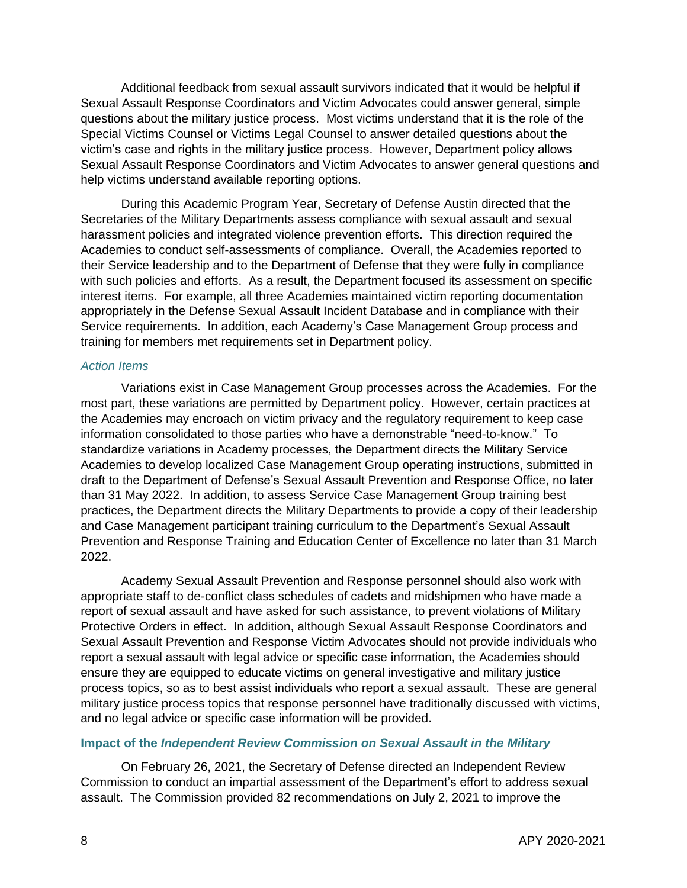Additional feedback from sexual assault survivors indicated that it would be helpful if Sexual Assault Response Coordinators and Victim Advocates could answer general, simple questions about the military justice process. Most victims understand that it is the role of the Special Victims Counsel or Victims Legal Counsel to answer detailed questions about the victim's case and rights in the military justice process. However, Department policy allows Sexual Assault Response Coordinators and Victim Advocates to answer general questions and help victims understand available reporting options.

During this Academic Program Year, Secretary of Defense Austin directed that the Secretaries of the Military Departments assess compliance with sexual assault and sexual harassment policies and integrated violence prevention efforts. This direction required the Academies to conduct self-assessments of compliance. Overall, the Academies reported to their Service leadership and to the Department of Defense that they were fully in compliance with such policies and efforts. As a result, the Department focused its assessment on specific interest items. For example, all three Academies maintained victim reporting documentation appropriately in the Defense Sexual Assault Incident Database and in compliance with their Service requirements. In addition, each Academy's Case Management Group process and training for members met requirements set in Department policy.

*Action Items*

Variations exist in Case Management Group processes across the Academies. For the most part, these variations are permitted by Department policy. However, certain practices at the Academies may encroach on victim privacy and the regulatory requirement to keep case information consolidated to those parties who have a demonstrable "need-to-know." To standardize variations in Academy processes, the Department directs the Military Service Academies to develop localized Case Management Group operating instructions, submitted in draft to the Department of Defense's Sexual Assault Prevention and Response Office, no later than 31 May 2022. In addition, to assess Service Case Management Group training best practices, the Department directs the Military Departments to provide a copy of their leadership and Case Management participant training curriculum to the Department's Sexual Assault Prevention and Response Training and Education Center of Excellence no later than 31 March 2022.

Academy Sexual Assault Prevention and Response personnel should also work with appropriate staff to de-conflict class schedules of cadets and midshipmen who have made a report of sexual assault and have asked for such assistance, to prevent violations of Military Protective Orders in effect. In addition, although Sexual Assault Response Coordinators and Sexual Assault Prevention and Response Victim Advocates should not provide individuals who report a sexual assault with legal advice or specific case information, the Academies should ensure they are equipped to educate victims on general investigative and military justice process topics, so as to best assist individuals who report a sexual assault. These are general military justice process topics that response personnel have traditionally discussed with victims, and no legal advice or specific case information will be provided.

### Impact of the *Independent Review Commission on Sexual Assault in the Military*

On February 26, 2021, the Secretary of Defense directed an Independent Review Commission to conduct an impartial assessment of the Department's effort to address sexual assault. The Commission provided 82 recommendations on July 2, 2021 to improve the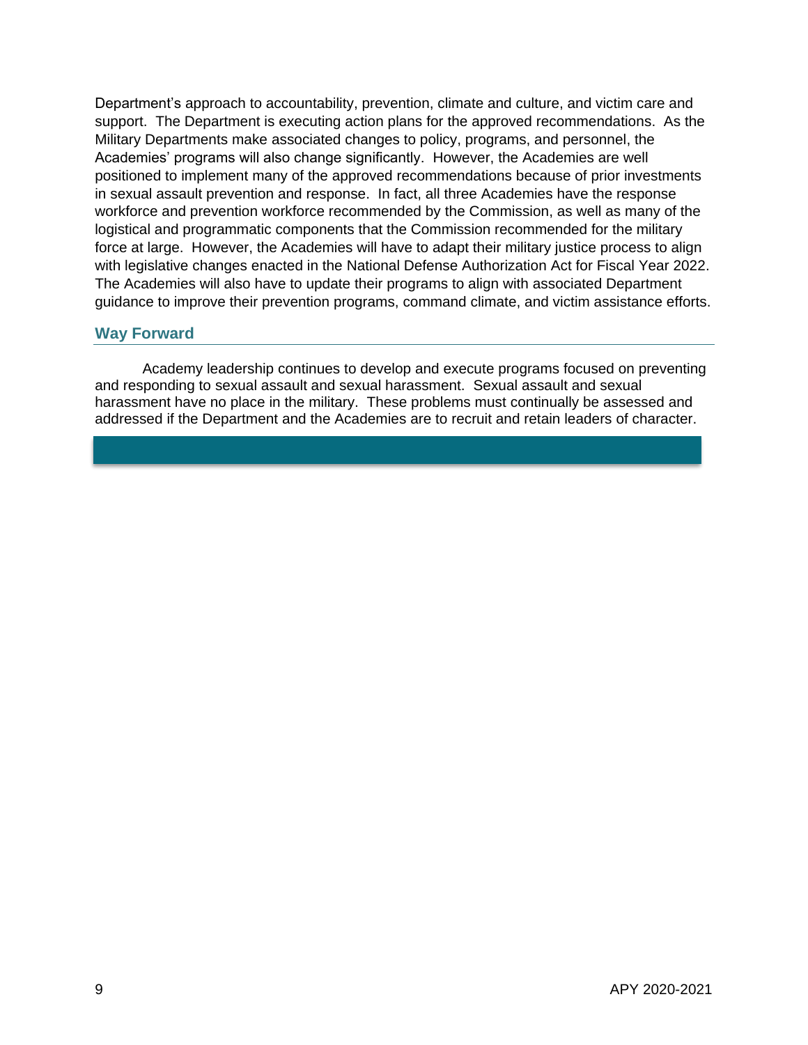Department's approach to accountability, prevention, climate and culture, and victim care and support. The Department is executing action plans for the approved recommendations. As the Military Departments make associated changes to policy, programs, and personnel, the Academies' programs will also change significantly. However, the Academies are well positioned to implement many of the approved recommendations because of prior investments in sexual assault prevention and response. In fact, all three Academies have the response workforce and prevention workforce recommended by the Commission, as well as many of the logistical and programmatic components that the Commission recommended for the military force at large. However, the Academies will have to adapt their military justice process to align with legislative changes enacted in the National Defense Authorization Act for Fiscal Year 2022. The Academies will also have to update their programs to align with associated Department guidance to improve their prevention programs, command climate, and victim assistance efforts.

## Way Forward

Academy leadership continues to develop and execute programs focused on preventing and responding to sexual assault and sexual harassment. Sexual assault and sexual harassment have no place in the military. These problems must continually be assessed and addressed if the Department and the Academies are to recruit and retain leaders of character.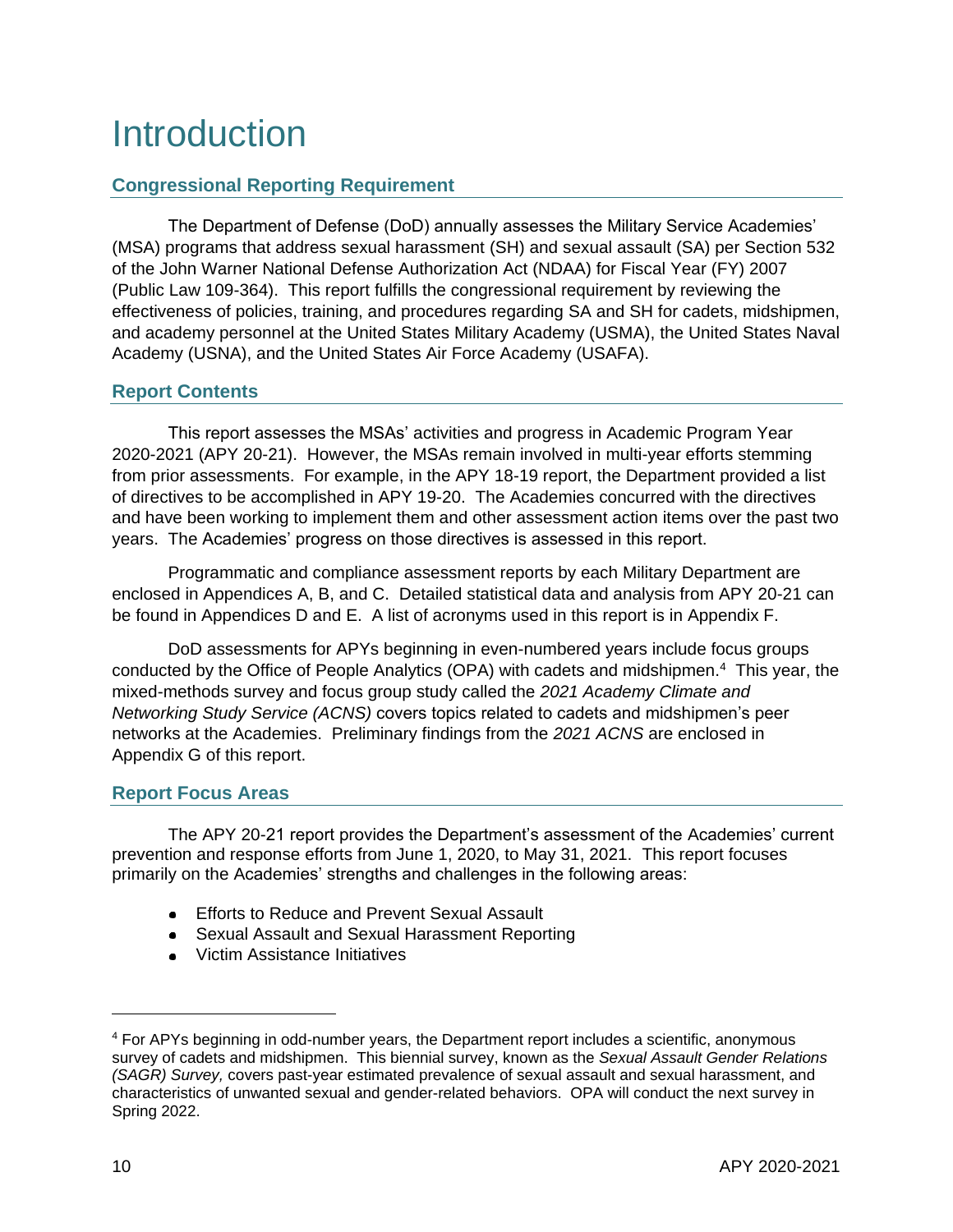# Introduction

## Congressional Reporting Requirement

The Department of Defense (DoD) annually assesses the Military Service Academies' (MSA) programs that address sexual harassment (SH) and sexual assault (SA) per Section 532 of the John Warner National Defense Authorization Act (NDAA) for Fiscal Year (FY) 2007 (Public Law 109-364). This report fulfills the congressional requirement by reviewing the effectiveness of policies, training, and procedures regarding SA and SH for cadets, midshipmen, and academy personnel at the United States Military Academy (USMA), the United States Naval Academy (USNA), and the United States Air Force Academy (USAFA).

## Report Contents

This report assesses the MSAs' activities and progress in Academic Program Year 2020-2021 (APY 20-21). However, the MSAs remain involved in multi-year efforts stemming from prior assessments. For example, in the APY 18-19 report, the Department provided a list of directives to be accomplished in APY 19-20. The Academies concurred with the directives and have been working to implement them and other assessment action items over the past two years. The Academies' progress on those directives is assessed in this report.

Programmatic and compliance assessment reports by each Military Department are enclosed in Appendices A, B, and C. Detailed statistical data and analysis from APY 20-21 can be found in Appendices D and E. A list of acronyms used in this report is in Appendix F.

DoD assessments for APYs beginning in even-numbered years include focus groups conducted by the Office of People Analytics (OPA) with cadets and midshipmen.[4] This year, the mixed-methods survey and focus group study called the *2021 Academy Climate and Networking Study Service (ACNS)* covers topics related to cadets and midshipmen's peer networks at the Academies. Preliminary findings from the *2021 ACNS* are enclosed in Appendix G of this report.

## Report Focus Areas

The APY 20-21 report provides the Department's assessment of the Academies' current prevention and response efforts from June 1, 2020, to May 31, 2021. This report focuses primarily on the Academies' strengths and challenges in the following areas:

- Efforts to Reduce and Prevent Sexual Assault
- Sexual Assault and Sexual Harassment Reporting
- Victim Assistance Initiatives

---

[4] For APYs beginning in odd-number years, the Department report includes a scientific, anonymous survey of cadets and midshipmen. This biennial survey, known as the *Sexual Assault Gender Relations (SAGR) Survey,* covers past-year estimated prevalence of sexual assault and sexual harassment, and characteristics of unwanted sexual and gender-related behaviors. OPA will conduct the next survey in Spring 2022.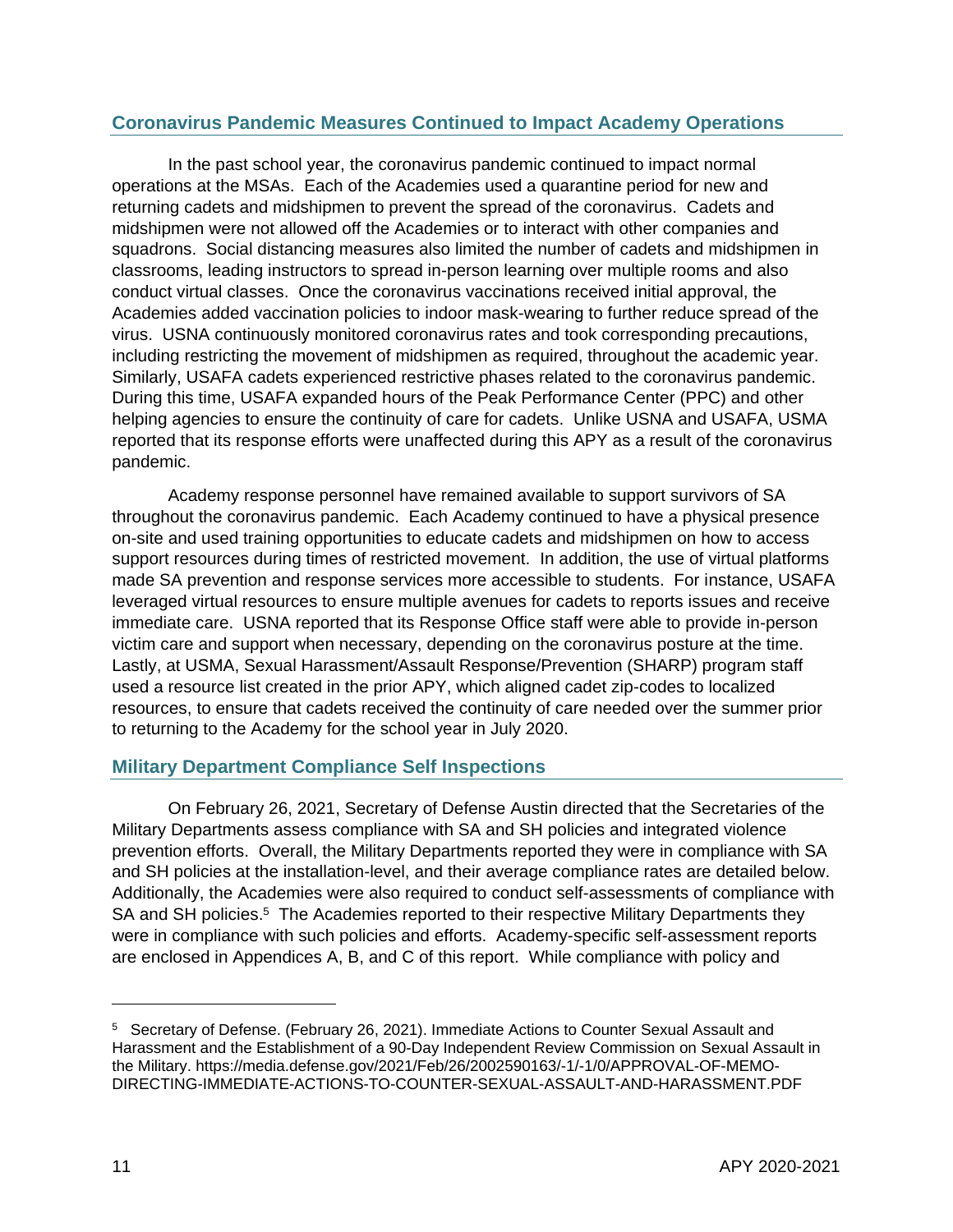## Coronavirus Pandemic Measures Continued to Impact Academy Operations

In the past school year, the coronavirus pandemic continued to impact normal operations at the MSAs. Each of the Academies used a quarantine period for new and returning cadets and midshipmen to prevent the spread of the coronavirus. Cadets and midshipmen were not allowed off the Academies or to interact with other companies and squadrons. Social distancing measures also limited the number of cadets and midshipmen in classrooms, leading instructors to spread in-person learning over multiple rooms and also conduct virtual classes. Once the coronavirus vaccinations received initial approval, the Academies added vaccination policies to indoor mask-wearing to further reduce spread of the virus. USNA continuously monitored coronavirus rates and took corresponding precautions, including restricting the movement of midshipmen as required, throughout the academic year. Similarly, USAFA cadets experienced restrictive phases related to the coronavirus pandemic. During this time, USAFA expanded hours of the Peak Performance Center (PPC) and other helping agencies to ensure the continuity of care for cadets. Unlike USNA and USAFA, USMA reported that its response efforts were unaffected during this APY as a result of the coronavirus pandemic.

Academy response personnel have remained available to support survivors of SA throughout the coronavirus pandemic. Each Academy continued to have a physical presence on-site and used training opportunities to educate cadets and midshipmen on how to access support resources during times of restricted movement. In addition, the use of virtual platforms made SA prevention and response services more accessible to students. For instance, USAFA leveraged virtual resources to ensure multiple avenues for cadets to reports issues and receive immediate care. USNA reported that its Response Office staff were able to provide in-person victim care and support when necessary, depending on the coronavirus posture at the time. Lastly, at USMA, Sexual Harassment/Assault Response/Prevention (SHARP) program staff used a resource list created in the prior APY, which aligned cadet zip-codes to localized resources, to ensure that cadets received the continuity of care needed over the summer prior to returning to the Academy for the school year in July 2020.

## Military Department Compliance Self Inspections

On February 26, 2021, Secretary of Defense Austin directed that the Secretaries of the Military Departments assess compliance with SA and SH policies and integrated violence prevention efforts. Overall, the Military Departments reported they were in compliance with SA and SH policies at the installation-level, and their average compliance rates are detailed below. Additionally, the Academies were also required to conduct self-assessments of compliance with SA and SH policies.[5] The Academies reported to their respective Military Departments they were in compliance with such policies and efforts. Academy-specific self-assessment reports are enclosed in Appendices A, B, and C of this report. While compliance with policy and

---

[5] Secretary of Defense. (February 26, 2021). Immediate Actions to Counter Sexual Assault and Harassment and the Establishment of a 90-Day Independent Review Commission on Sexual Assault in the Military. https://media.defense.gov/2021/Feb/26/2002590163/-1/-1/0/APPROVAL-OF-MEMO-DIRECTING-IMMEDIATE-ACTIONS-TO-COUNTER-SEXUAL-ASSAULT-AND-HARASSMENT.PDF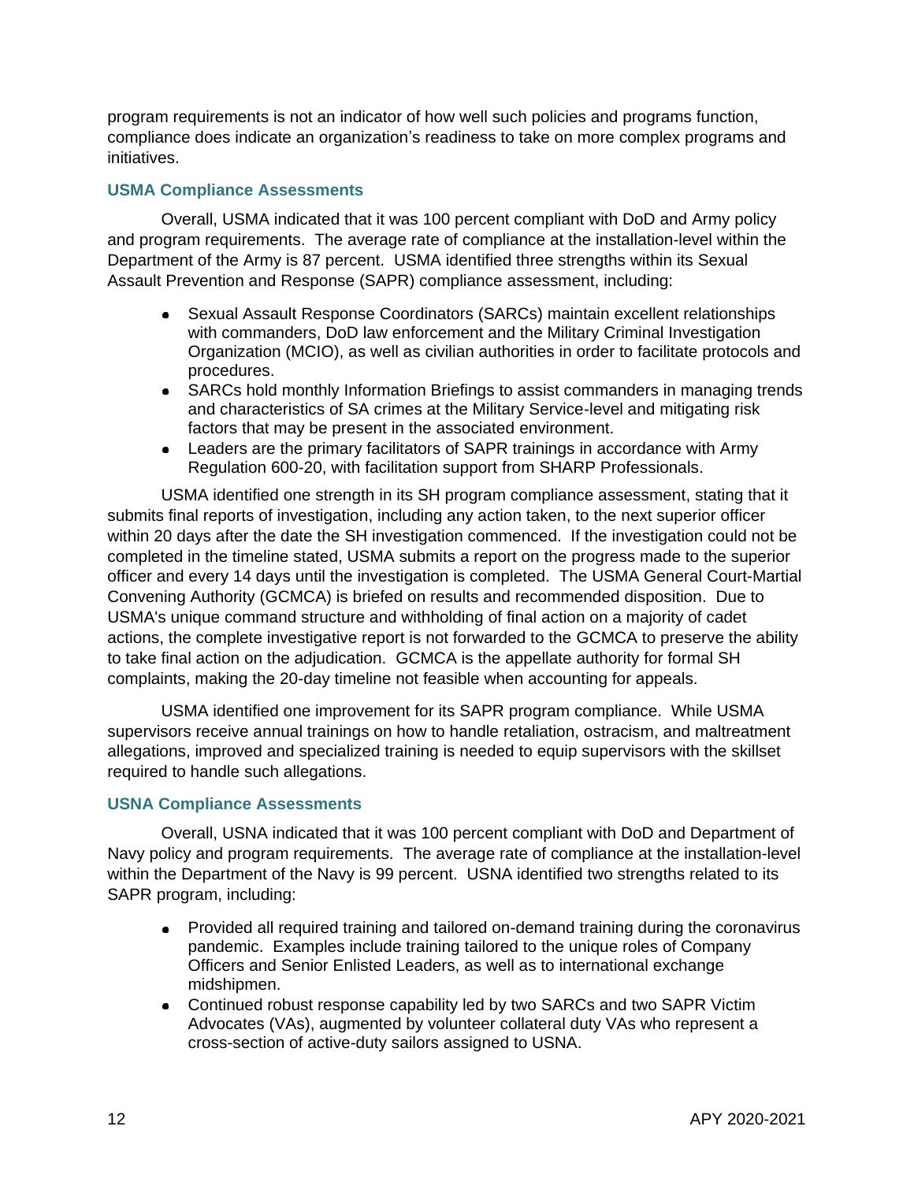program requirements is not an indicator of how well such policies and programs function, compliance does indicate an organization's readiness to take on more complex programs and initiatives.

### USMA Compliance Assessments

Overall, USMA indicated that it was 100 percent compliant with DoD and Army policy and program requirements. The average rate of compliance at the installation-level within the Department of the Army is 87 percent. USMA identified three strengths within its Sexual Assault Prevention and Response (SAPR) compliance assessment, including:

- Sexual Assault Response Coordinators (SARCs) maintain excellent relationships with commanders, DoD law enforcement and the Military Criminal Investigation Organization (MCIO), as well as civilian authorities in order to facilitate protocols and procedures.
- SARCs hold monthly Information Briefings to assist commanders in managing trends and characteristics of SA crimes at the Military Service-level and mitigating risk factors that may be present in the associated environment.
- Leaders are the primary facilitators of SAPR trainings in accordance with Army Regulation 600-20, with facilitation support from SHARP Professionals.

USMA identified one strength in its SH program compliance assessment, stating that it submits final reports of investigation, including any action taken, to the next superior officer within 20 days after the date the SH investigation commenced. If the investigation could not be completed in the timeline stated, USMA submits a report on the progress made to the superior officer and every 14 days until the investigation is completed. The USMA General Court-Martial Convening Authority (GCMCA) is briefed on results and recommended disposition. Due to USMA's unique command structure and withholding of final action on a majority of cadet actions, the complete investigative report is not forwarded to the GCMCA to preserve the ability to take final action on the adjudication. GCMCA is the appellate authority for formal SH complaints, making the 20-day timeline not feasible when accounting for appeals.

USMA identified one improvement for its SAPR program compliance. While USMA supervisors receive annual trainings on how to handle retaliation, ostracism, and maltreatment allegations, improved and specialized training is needed to equip supervisors with the skillset required to handle such allegations.

### USNA Compliance Assessments

Overall, USNA indicated that it was 100 percent compliant with DoD and Department of Navy policy and program requirements. The average rate of compliance at the installation-level within the Department of the Navy is 99 percent. USNA identified two strengths related to its SAPR program, including:

- Provided all required training and tailored on-demand training during the coronavirus pandemic. Examples include training tailored to the unique roles of Company Officers and Senior Enlisted Leaders, as well as to international exchange midshipmen.
- Continued robust response capability led by two SARCs and two SAPR Victim Advocates (VAs), augmented by volunteer collateral duty VAs who represent a cross-section of active-duty sailors assigned to USNA.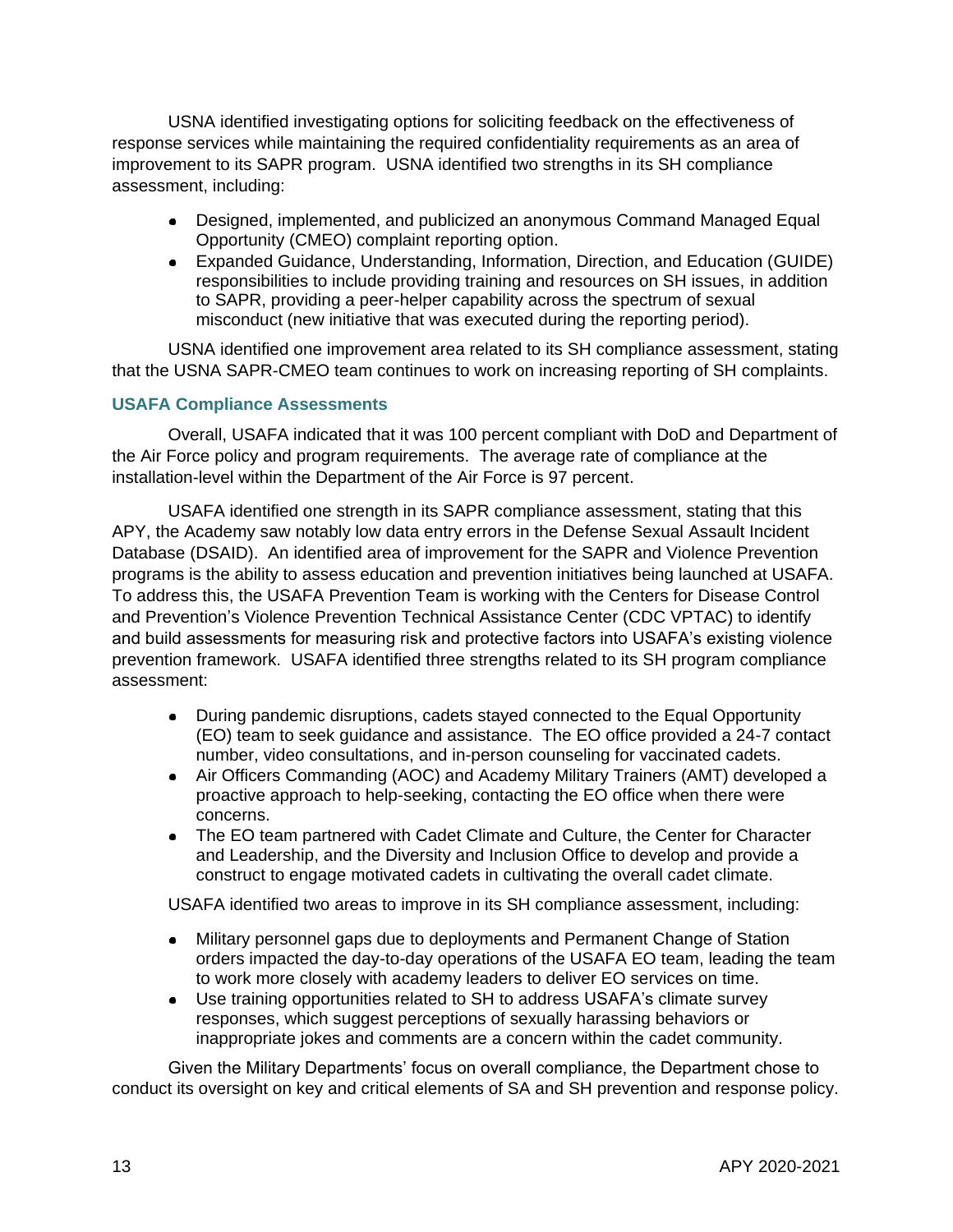USNA identified investigating options for soliciting feedback on the effectiveness of response services while maintaining the required confidentiality requirements as an area of improvement to its SAPR program. USNA identified two strengths in its SH compliance assessment, including:

- Designed, implemented, and publicized an anonymous Command Managed Equal Opportunity (CMEO) complaint reporting option.
- Expanded Guidance, Understanding, Information, Direction, and Education (GUIDE) responsibilities to include providing training and resources on SH issues, in addition to SAPR, providing a peer-helper capability across the spectrum of sexual misconduct (new initiative that was executed during the reporting period).

USNA identified one improvement area related to its SH compliance assessment, stating that the USNA SAPR-CMEO team continues to work on increasing reporting of SH complaints.

### USAFA Compliance Assessments

Overall, USAFA indicated that it was 100 percent compliant with DoD and Department of the Air Force policy and program requirements. The average rate of compliance at the installation-level within the Department of the Air Force is 97 percent.

USAFA identified one strength in its SAPR compliance assessment, stating that this APY, the Academy saw notably low data entry errors in the Defense Sexual Assault Incident Database (DSAID). An identified area of improvement for the SAPR and Violence Prevention programs is the ability to assess education and prevention initiatives being launched at USAFA. To address this, the USAFA Prevention Team is working with the Centers for Disease Control and Prevention's Violence Prevention Technical Assistance Center (CDC VPTAC) to identify and build assessments for measuring risk and protective factors into USAFA's existing violence prevention framework. USAFA identified three strengths related to its SH program compliance assessment:

- During pandemic disruptions, cadets stayed connected to the Equal Opportunity (EO) team to seek guidance and assistance. The EO office provided a 24-7 contact number, video consultations, and in-person counseling for vaccinated cadets.
- Air Officers Commanding (AOC) and Academy Military Trainers (AMT) developed a proactive approach to help-seeking, contacting the EO office when there were concerns.
- The EO team partnered with Cadet Climate and Culture, the Center for Character and Leadership, and the Diversity and Inclusion Office to develop and provide a construct to engage motivated cadets in cultivating the overall cadet climate.

USAFA identified two areas to improve in its SH compliance assessment, including:

- Military personnel gaps due to deployments and Permanent Change of Station orders impacted the day-to-day operations of the USAFA EO team, leading the team to work more closely with academy leaders to deliver EO services on time.
- Use training opportunities related to SH to address USAFA's climate survey responses, which suggest perceptions of sexually harassing behaviors or inappropriate jokes and comments are a concern within the cadet community.

Given the Military Departments' focus on overall compliance, the Department chose to conduct its oversight on key and critical elements of SA and SH prevention and response policy.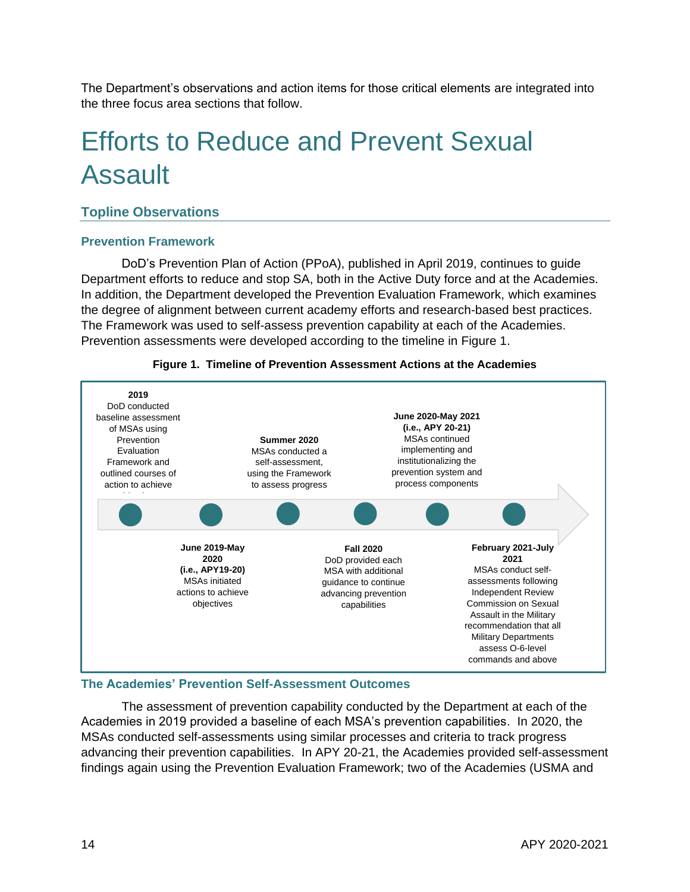The Department's observations and action items for those critical elements are integrated into the three focus area sections that follow.

# Efforts to Reduce and Prevent Sexual Assault

## Topline Observations

### Prevention Framework

DoD's Prevention Plan of Action (PPoA), published in April 2019, continues to guide Department efforts to reduce and stop SA, both in the Active Duty force and at the Academies. In addition, the Department developed the Prevention Evaluation Framework, which examines the degree of alignment between current academy efforts and research-based best practices. The Framework was used to self-assess prevention capability at each of the Academies. Prevention assessments were developed according to the timeline in Figure 1.

**Figure 1. Timeline of Prevention Assessment Actions at the Academies**

- **2019** DoD conducted baseline assessment of MSAs using Prevention Evaluation Framework and outlined courses of action to achieve objectives
- **June 2019-May 2020 (i.e., APY19-20)** MSAs initiated actions to achieve objectives
- **Summer 2020** MSAs conducted a self-assessment, using the Framework to assess progress
- **Fall 2020** DoD provided each MSA with additional guidance to continue advancing prevention capabilities
- **June 2020-May 2021 (i.e., APY 20-21)** MSAs continued implementing and institutionalizing the prevention system and process components
- **February 2021-July 2021** MSAs conduct self-assessments following Independent Review Commission on Sexual Assault in the Military recommendation that all Military Departments assess O-6-level commands and above

### The Academies' Prevention Self-Assessment Outcomes

The assessment of prevention capability conducted by the Department at each of the Academies in 2019 provided a baseline of each MSA's prevention capabilities. In 2020, the MSAs conducted self-assessments using similar processes and criteria to track progress advancing their prevention capabilities. In APY 20-21, the Academies provided self-assessment findings again using the Prevention Evaluation Framework; two of the Academies (USMA and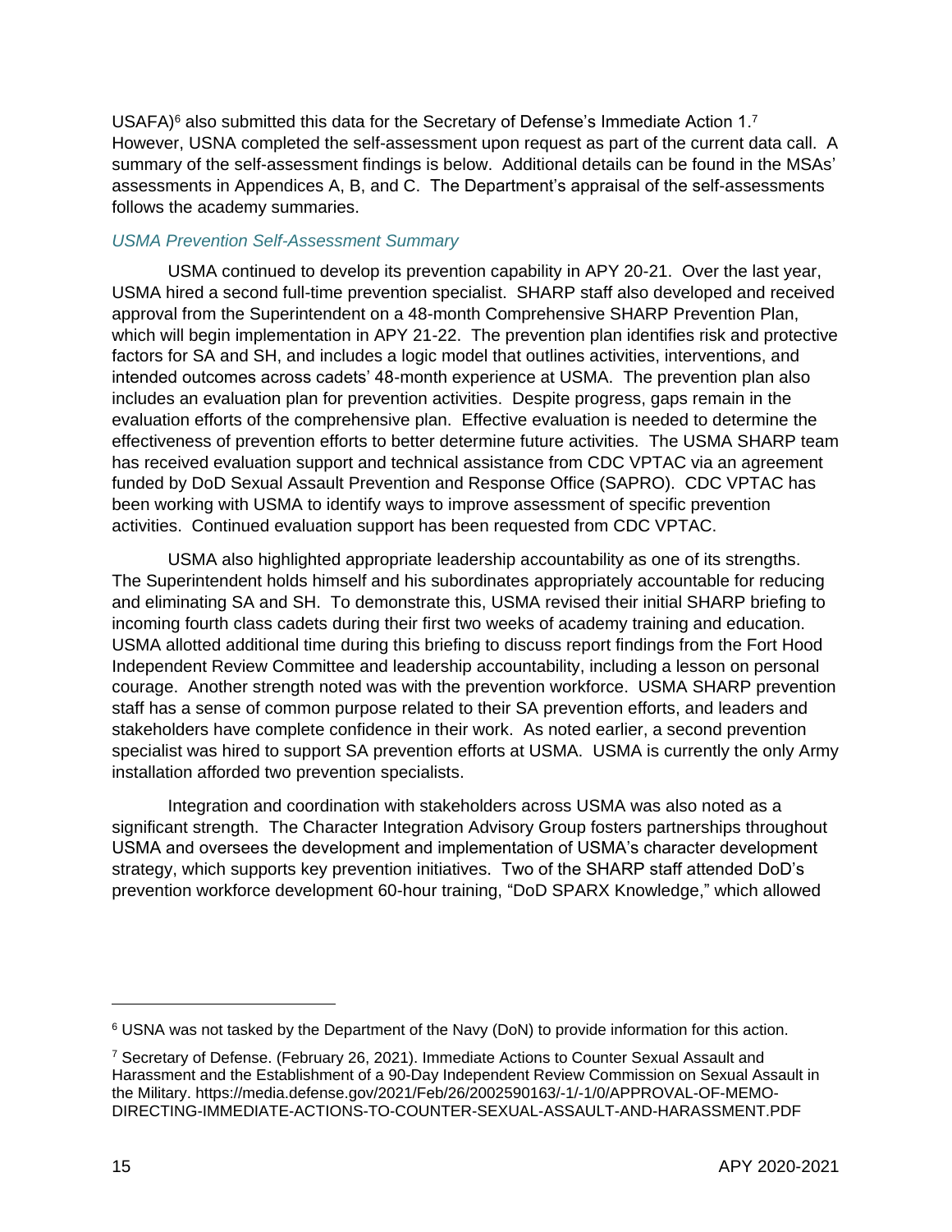USAFA)[6] also submitted this data for the Secretary of Defense's Immediate Action 1.[7] However, USNA completed the self-assessment upon request as part of the current data call. A summary of the self-assessment findings is below. Additional details can be found in the MSAs' assessments in Appendices A, B, and C. The Department's appraisal of the self-assessments follows the academy summaries.

### *USMA Prevention Self-Assessment Summary*

USMA continued to develop its prevention capability in APY 20-21. Over the last year, USMA hired a second full-time prevention specialist. SHARP staff also developed and received approval from the Superintendent on a 48-month Comprehensive SHARP Prevention Plan, which will begin implementation in APY 21-22. The prevention plan identifies risk and protective factors for SA and SH, and includes a logic model that outlines activities, interventions, and intended outcomes across cadets' 48-month experience at USMA. The prevention plan also includes an evaluation plan for prevention activities. Despite progress, gaps remain in the evaluation efforts of the comprehensive plan. Effective evaluation is needed to determine the effectiveness of prevention efforts to better determine future activities. The USMA SHARP team has received evaluation support and technical assistance from CDC VPTAC via an agreement funded by DoD Sexual Assault Prevention and Response Office (SAPRO). CDC VPTAC has been working with USMA to identify ways to improve assessment of specific prevention activities. Continued evaluation support has been requested from CDC VPTAC.

USMA also highlighted appropriate leadership accountability as one of its strengths. The Superintendent holds himself and his subordinates appropriately accountable for reducing and eliminating SA and SH. To demonstrate this, USMA revised their initial SHARP briefing to incoming fourth class cadets during their first two weeks of academy training and education. USMA allotted additional time during this briefing to discuss report findings from the Fort Hood Independent Review Committee and leadership accountability, including a lesson on personal courage. Another strength noted was with the prevention workforce. USMA SHARP prevention staff has a sense of common purpose related to their SA prevention efforts, and leaders and stakeholders have complete confidence in their work. As noted earlier, a second prevention specialist was hired to support SA prevention efforts at USMA. USMA is currently the only Army installation afforded two prevention specialists.

Integration and coordination with stakeholders across USMA was also noted as a significant strength. The Character Integration Advisory Group fosters partnerships throughout USMA and oversees the development and implementation of USMA's character development strategy, which supports key prevention initiatives. Two of the SHARP staff attended DoD's prevention workforce development 60-hour training, "DoD SPARX Knowledge," which allowed

---

[6] USNA was not tasked by the Department of the Navy (DoN) to provide information for this action.

[7] Secretary of Defense. (February 26, 2021). Immediate Actions to Counter Sexual Assault and Harassment and the Establishment of a 90-Day Independent Review Commission on Sexual Assault in the Military. https://media.defense.gov/2021/Feb/26/2002590163/-1/-1/0/APPROVAL-OF-MEMO-DIRECTING-IMMEDIATE-ACTIONS-TO-COUNTER-SEXUAL-ASSAULT-AND-HARASSMENT.PDF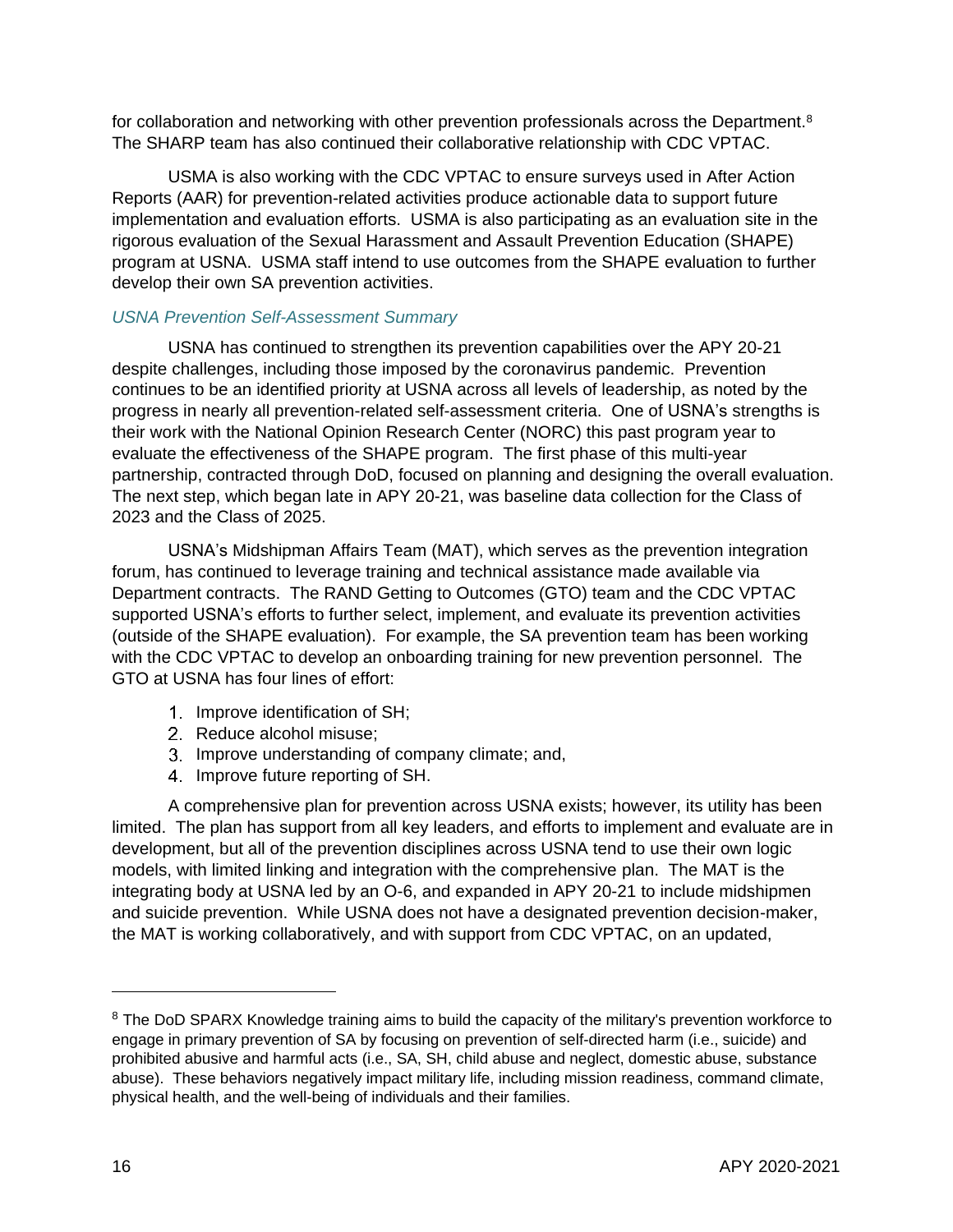for collaboration and networking with other prevention professionals across the Department.[8] The SHARP team has also continued their collaborative relationship with CDC VPTAC.

USMA is also working with the CDC VPTAC to ensure surveys used in After Action Reports (AAR) for prevention-related activities produce actionable data to support future implementation and evaluation efforts. USMA is also participating as an evaluation site in the rigorous evaluation of the Sexual Harassment and Assault Prevention Education (SHAPE) program at USNA. USMA staff intend to use outcomes from the SHAPE evaluation to further develop their own SA prevention activities.

### *USNA Prevention Self-Assessment Summary*

USNA has continued to strengthen its prevention capabilities over the APY 20-21 despite challenges, including those imposed by the coronavirus pandemic. Prevention continues to be an identified priority at USNA across all levels of leadership, as noted by the progress in nearly all prevention-related self-assessment criteria. One of USNA's strengths is their work with the National Opinion Research Center (NORC) this past program year to evaluate the effectiveness of the SHAPE program. The first phase of this multi-year partnership, contracted through DoD, focused on planning and designing the overall evaluation. The next step, which began late in APY 20-21, was baseline data collection for the Class of 2023 and the Class of 2025.

USNA's Midshipman Affairs Team (MAT), which serves as the prevention integration forum, has continued to leverage training and technical assistance made available via Department contracts. The RAND Getting to Outcomes (GTO) team and the CDC VPTAC supported USNA's efforts to further select, implement, and evaluate its prevention activities (outside of the SHAPE evaluation). For example, the SA prevention team has been working with the CDC VPTAC to develop an onboarding training for new prevention personnel. The GTO at USNA has four lines of effort:

1. Improve identification of SH;
2. Reduce alcohol misuse;
3. Improve understanding of company climate; and,
4. Improve future reporting of SH.

A comprehensive plan for prevention across USNA exists; however, its utility has been limited. The plan has support from all key leaders, and efforts to implement and evaluate are in development, but all of the prevention disciplines across USNA tend to use their own logic models, with limited linking and integration with the comprehensive plan. The MAT is the integrating body at USNA led by an O-6, and expanded in APY 20-21 to include midshipmen and suicide prevention. While USNA does not have a designated prevention decision-maker, the MAT is working collaboratively, and with support from CDC VPTAC, on an updated,

[8] The DoD SPARX Knowledge training aims to build the capacity of the military's prevention workforce to engage in primary prevention of SA by focusing on prevention of self-directed harm (i.e., suicide) and prohibited abusive and harmful acts (i.e., SA, SH, child abuse and neglect, domestic abuse, substance abuse). These behaviors negatively impact military life, including mission readiness, command climate, physical health, and the well-being of individuals and their families.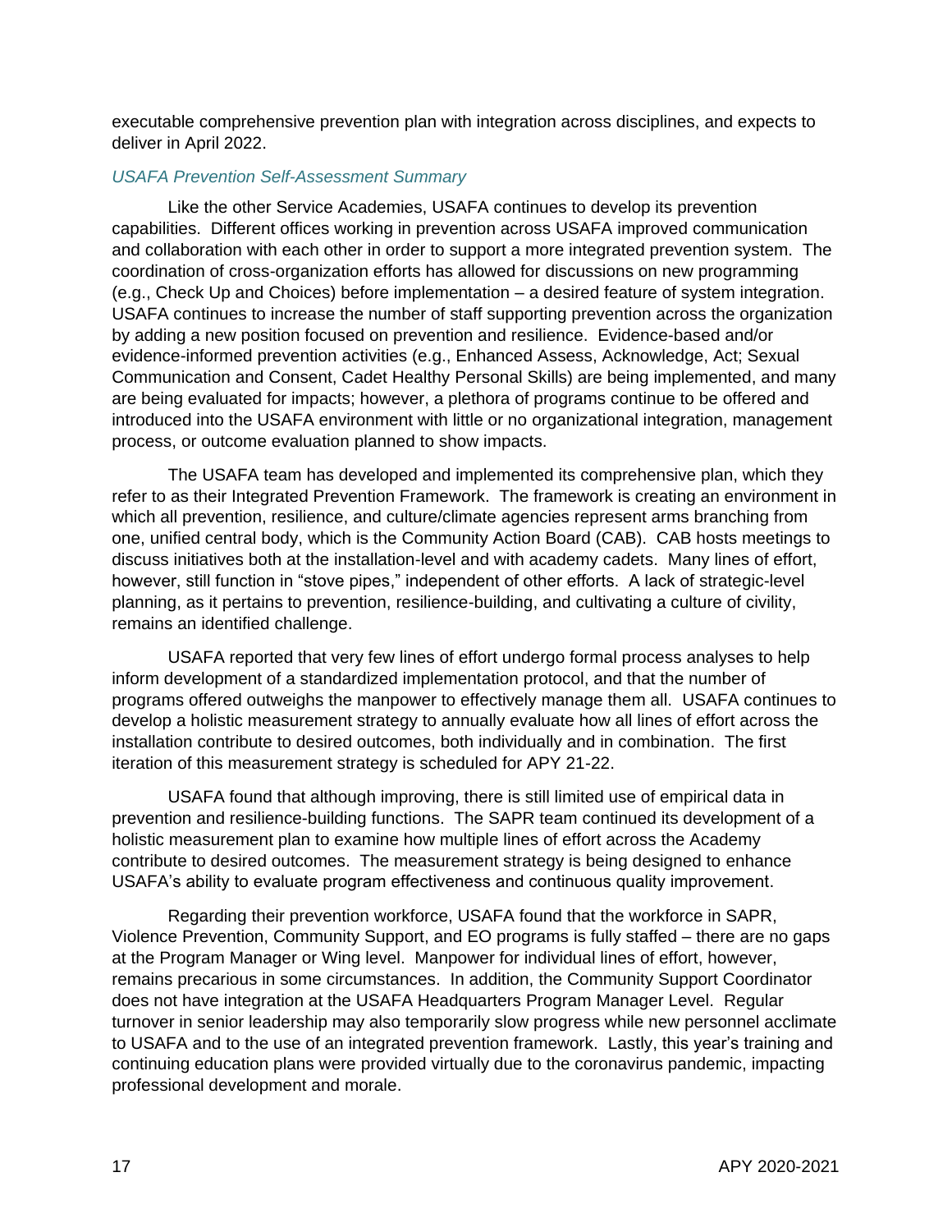executable comprehensive prevention plan with integration across disciplines, and expects to deliver in April 2022.

### *USAFA Prevention Self-Assessment Summary*

Like the other Service Academies, USAFA continues to develop its prevention capabilities. Different offices working in prevention across USAFA improved communication and collaboration with each other in order to support a more integrated prevention system. The coordination of cross-organization efforts has allowed for discussions on new programming (e.g., Check Up and Choices) before implementation – a desired feature of system integration. USAFA continues to increase the number of staff supporting prevention across the organization by adding a new position focused on prevention and resilience. Evidence-based and/or evidence-informed prevention activities (e.g., Enhanced Assess, Acknowledge, Act; Sexual Communication and Consent, Cadet Healthy Personal Skills) are being implemented, and many are being evaluated for impacts; however, a plethora of programs continue to be offered and introduced into the USAFA environment with little or no organizational integration, management process, or outcome evaluation planned to show impacts.

The USAFA team has developed and implemented its comprehensive plan, which they refer to as their Integrated Prevention Framework. The framework is creating an environment in which all prevention, resilience, and culture/climate agencies represent arms branching from one, unified central body, which is the Community Action Board (CAB). CAB hosts meetings to discuss initiatives both at the installation-level and with academy cadets. Many lines of effort, however, still function in "stove pipes," independent of other efforts. A lack of strategic-level planning, as it pertains to prevention, resilience-building, and cultivating a culture of civility, remains an identified challenge.

USAFA reported that very few lines of effort undergo formal process analyses to help inform development of a standardized implementation protocol, and that the number of programs offered outweighs the manpower to effectively manage them all. USAFA continues to develop a holistic measurement strategy to annually evaluate how all lines of effort across the installation contribute to desired outcomes, both individually and in combination. The first iteration of this measurement strategy is scheduled for APY 21-22.

USAFA found that although improving, there is still limited use of empirical data in prevention and resilience-building functions. The SAPR team continued its development of a holistic measurement plan to examine how multiple lines of effort across the Academy contribute to desired outcomes. The measurement strategy is being designed to enhance USAFA's ability to evaluate program effectiveness and continuous quality improvement.

Regarding their prevention workforce, USAFA found that the workforce in SAPR, Violence Prevention, Community Support, and EO programs is fully staffed – there are no gaps at the Program Manager or Wing level. Manpower for individual lines of effort, however, remains precarious in some circumstances. In addition, the Community Support Coordinator does not have integration at the USAFA Headquarters Program Manager Level. Regular turnover in senior leadership may also temporarily slow progress while new personnel acclimate to USAFA and to the use of an integrated prevention framework. Lastly, this year's training and continuing education plans were provided virtually due to the coronavirus pandemic, impacting professional development and morale.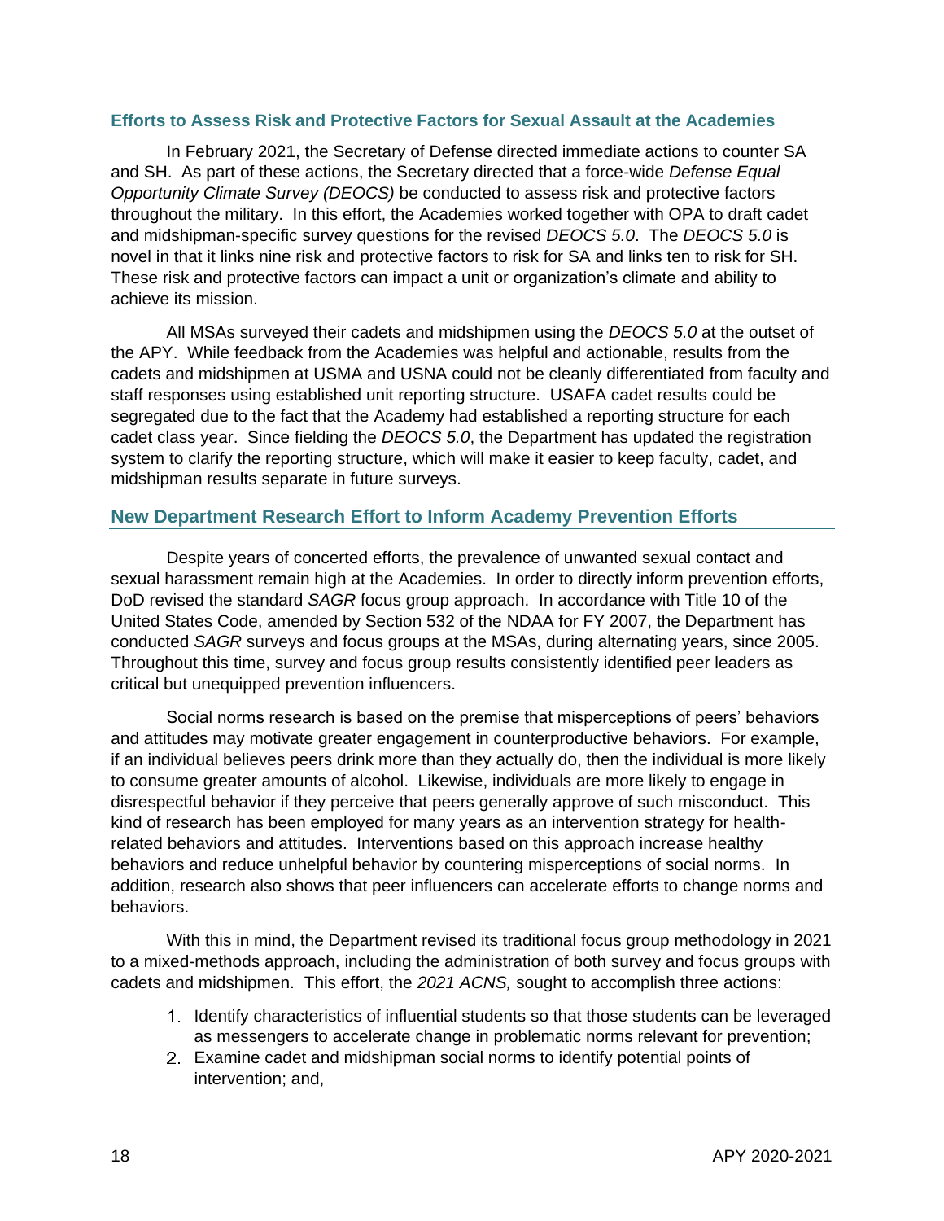### Efforts to Assess Risk and Protective Factors for Sexual Assault at the Academies

In February 2021, the Secretary of Defense directed immediate actions to counter SA and SH. As part of these actions, the Secretary directed that a force-wide *Defense Equal Opportunity Climate Survey (DEOCS)* be conducted to assess risk and protective factors throughout the military. In this effort, the Academies worked together with OPA to draft cadet and midshipman-specific survey questions for the revised *DEOCS 5.0*. The *DEOCS 5.0* is novel in that it links nine risk and protective factors to risk for SA and links ten to risk for SH. These risk and protective factors can impact a unit or organization's climate and ability to achieve its mission.

All MSAs surveyed their cadets and midshipmen using the *DEOCS 5.0* at the outset of the APY. While feedback from the Academies was helpful and actionable, results from the cadets and midshipmen at USMA and USNA could not be cleanly differentiated from faculty and staff responses using established unit reporting structure. USAFA cadet results could be segregated due to the fact that the Academy had established a reporting structure for each cadet class year. Since fielding the *DEOCS 5.0*, the Department has updated the registration system to clarify the reporting structure, which will make it easier to keep faculty, cadet, and midshipman results separate in future surveys.

## New Department Research Effort to Inform Academy Prevention Efforts

Despite years of concerted efforts, the prevalence of unwanted sexual contact and sexual harassment remain high at the Academies. In order to directly inform prevention efforts, DoD revised the standard *SAGR* focus group approach. In accordance with Title 10 of the United States Code, amended by Section 532 of the NDAA for FY 2007, the Department has conducted *SAGR* surveys and focus groups at the MSAs, during alternating years, since 2005. Throughout this time, survey and focus group results consistently identified peer leaders as critical but unequipped prevention influencers.

Social norms research is based on the premise that misperceptions of peers' behaviors and attitudes may motivate greater engagement in counterproductive behaviors. For example, if an individual believes peers drink more than they actually do, then the individual is more likely to consume greater amounts of alcohol. Likewise, individuals are more likely to engage in disrespectful behavior if they perceive that peers generally approve of such misconduct. This kind of research has been employed for many years as an intervention strategy for health-related behaviors and attitudes. Interventions based on this approach increase healthy behaviors and reduce unhelpful behavior by countering misperceptions of social norms. In addition, research also shows that peer influencers can accelerate efforts to change norms and behaviors.

With this in mind, the Department revised its traditional focus group methodology in 2021 to a mixed-methods approach, including the administration of both survey and focus groups with cadets and midshipmen. This effort, the *2021 ACNS,* sought to accomplish three actions:

1. Identify characteristics of influential students so that those students can be leveraged as messengers to accelerate change in problematic norms relevant for prevention;
2. Examine cadet and midshipman social norms to identify potential points of intervention; and,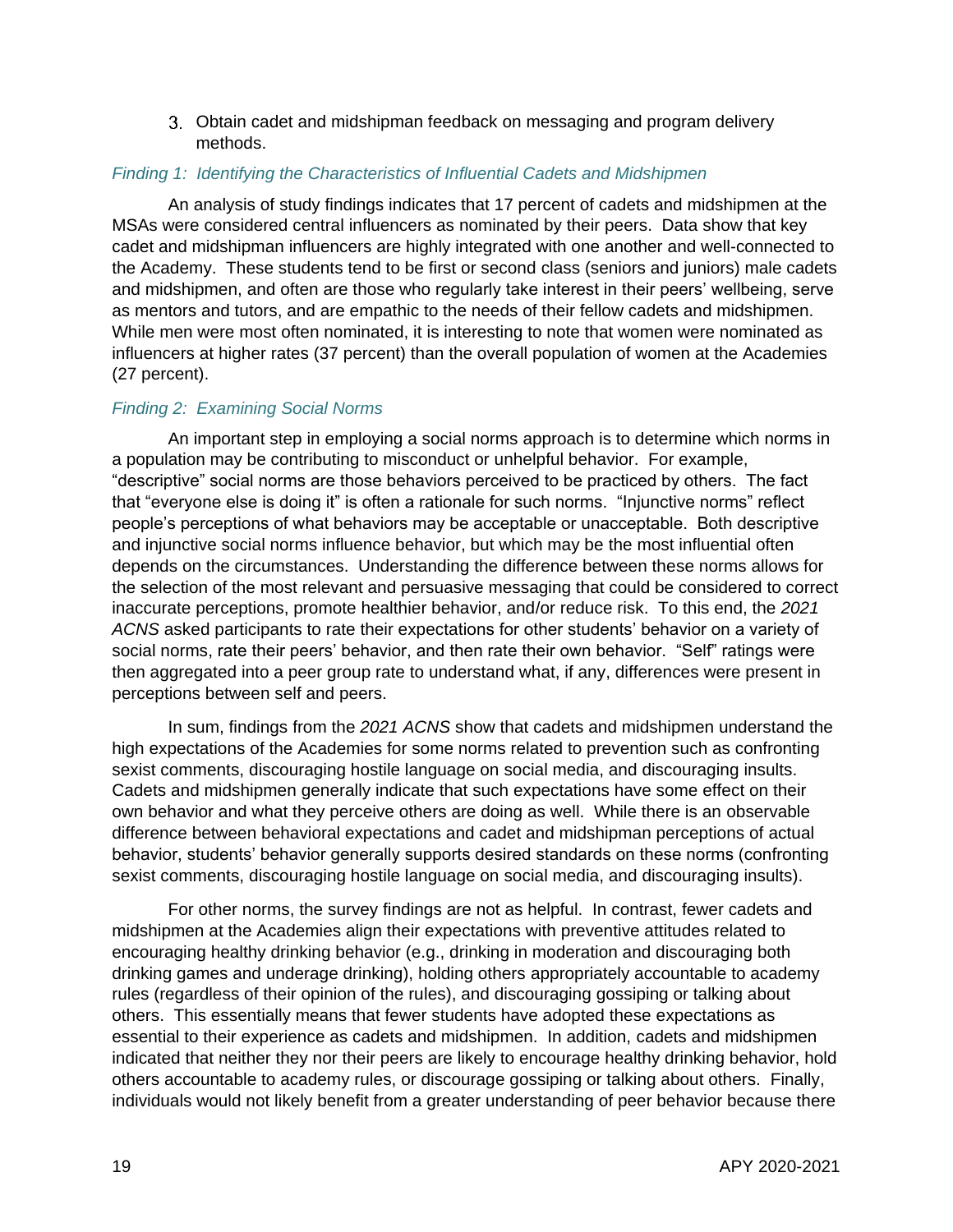3. Obtain cadet and midshipman feedback on messaging and program delivery methods.

*Finding 1: Identifying the Characteristics of Influential Cadets and Midshipmen*

An analysis of study findings indicates that 17 percent of cadets and midshipmen at the MSAs were considered central influencers as nominated by their peers. Data show that key cadet and midshipman influencers are highly integrated with one another and well-connected to the Academy. These students tend to be first or second class (seniors and juniors) male cadets and midshipmen, and often are those who regularly take interest in their peers' wellbeing, serve as mentors and tutors, and are empathic to the needs of their fellow cadets and midshipmen. While men were most often nominated, it is interesting to note that women were nominated as influencers at higher rates (37 percent) than the overall population of women at the Academies (27 percent).

*Finding 2: Examining Social Norms*

An important step in employing a social norms approach is to determine which norms in a population may be contributing to misconduct or unhelpful behavior. For example, "descriptive" social norms are those behaviors perceived to be practiced by others. The fact that "everyone else is doing it" is often a rationale for such norms. "Injunctive norms" reflect people's perceptions of what behaviors may be acceptable or unacceptable. Both descriptive and injunctive social norms influence behavior, but which may be the most influential often depends on the circumstances. Understanding the difference between these norms allows for the selection of the most relevant and persuasive messaging that could be considered to correct inaccurate perceptions, promote healthier behavior, and/or reduce risk. To this end, the *2021 ACNS* asked participants to rate their expectations for other students' behavior on a variety of social norms, rate their peers' behavior, and then rate their own behavior. "Self" ratings were then aggregated into a peer group rate to understand what, if any, differences were present in perceptions between self and peers.

In sum, findings from the *2021 ACNS* show that cadets and midshipmen understand the high expectations of the Academies for some norms related to prevention such as confronting sexist comments, discouraging hostile language on social media, and discouraging insults. Cadets and midshipmen generally indicate that such expectations have some effect on their own behavior and what they perceive others are doing as well. While there is an observable difference between behavioral expectations and cadet and midshipman perceptions of actual behavior, students' behavior generally supports desired standards on these norms (confronting sexist comments, discouraging hostile language on social media, and discouraging insults).

For other norms, the survey findings are not as helpful. In contrast, fewer cadets and midshipmen at the Academies align their expectations with preventive attitudes related to encouraging healthy drinking behavior (e.g., drinking in moderation and discouraging both drinking games and underage drinking), holding others appropriately accountable to academy rules (regardless of their opinion of the rules), and discouraging gossiping or talking about others. This essentially means that fewer students have adopted these expectations as essential to their experience as cadets and midshipmen. In addition, cadets and midshipmen indicated that neither they nor their peers are likely to encourage healthy drinking behavior, hold others accountable to academy rules, or discourage gossiping or talking about others. Finally, individuals would not likely benefit from a greater understanding of peer behavior because there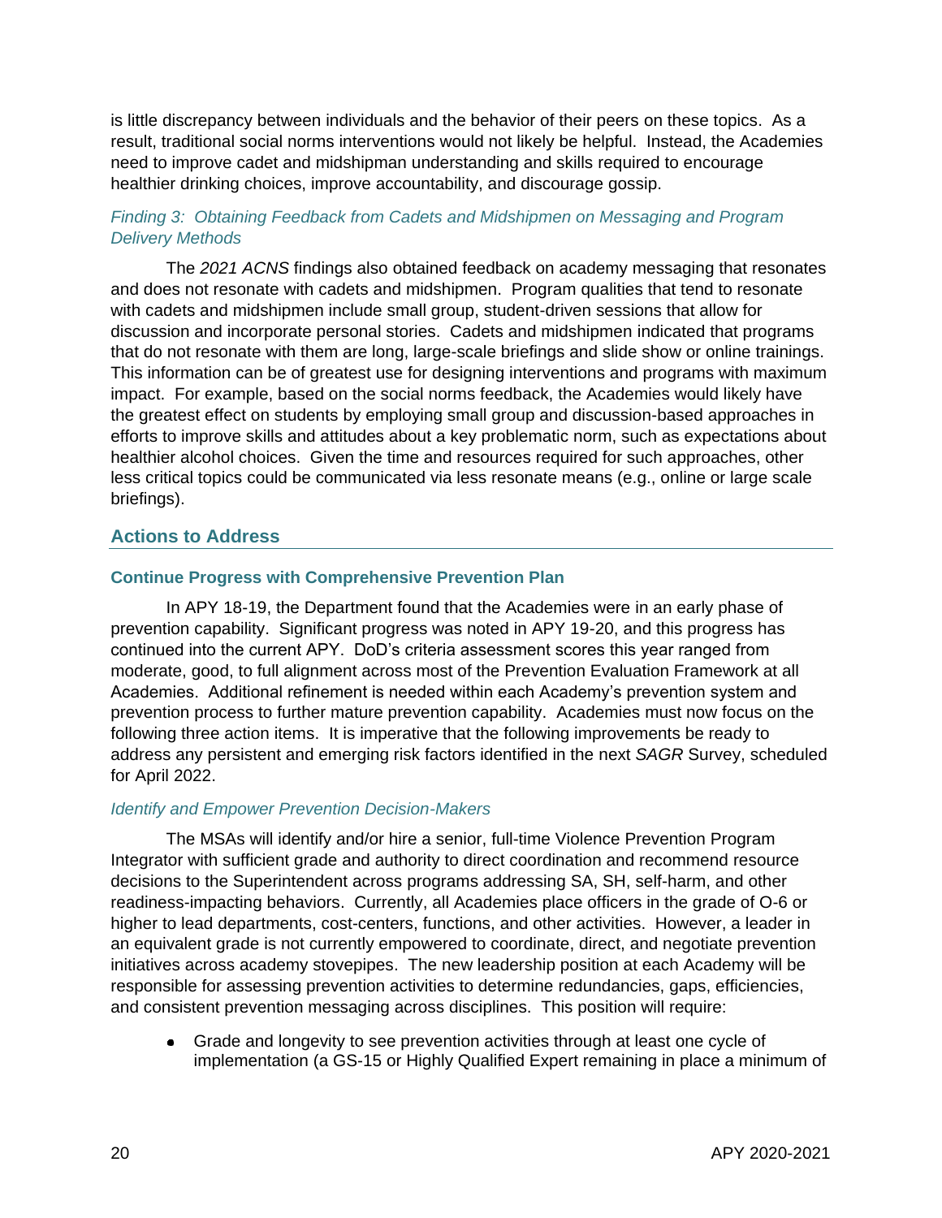is little discrepancy between individuals and the behavior of their peers on these topics. As a result, traditional social norms interventions would not likely be helpful. Instead, the Academies need to improve cadet and midshipman understanding and skills required to encourage healthier drinking choices, improve accountability, and discourage gossip.

*Finding 3: Obtaining Feedback from Cadets and Midshipmen on Messaging and Program Delivery Methods*

The *2021 ACNS* findings also obtained feedback on academy messaging that resonates and does not resonate with cadets and midshipmen. Program qualities that tend to resonate with cadets and midshipmen include small group, student-driven sessions that allow for discussion and incorporate personal stories. Cadets and midshipmen indicated that programs that do not resonate with them are long, large-scale briefings and slide show or online trainings. This information can be of greatest use for designing interventions and programs with maximum impact. For example, based on the social norms feedback, the Academies would likely have the greatest effect on students by employing small group and discussion-based approaches in efforts to improve skills and attitudes about a key problematic norm, such as expectations about healthier alcohol choices. Given the time and resources required for such approaches, other less critical topics could be communicated via less resonate means (e.g., online or large scale briefings).

## Actions to Address

### Continue Progress with Comprehensive Prevention Plan

In APY 18-19, the Department found that the Academies were in an early phase of prevention capability. Significant progress was noted in APY 19-20, and this progress has continued into the current APY. DoD's criteria assessment scores this year ranged from moderate, good, to full alignment across most of the Prevention Evaluation Framework at all Academies. Additional refinement is needed within each Academy's prevention system and prevention process to further mature prevention capability. Academies must now focus on the following three action items. It is imperative that the following improvements be ready to address any persistent and emerging risk factors identified in the next *SAGR* Survey, scheduled for April 2022.

*Identify and Empower Prevention Decision-Makers*

The MSAs will identify and/or hire a senior, full-time Violence Prevention Program Integrator with sufficient grade and authority to direct coordination and recommend resource decisions to the Superintendent across programs addressing SA, SH, self-harm, and other readiness-impacting behaviors. Currently, all Academies place officers in the grade of O-6 or higher to lead departments, cost-centers, functions, and other activities. However, a leader in an equivalent grade is not currently empowered to coordinate, direct, and negotiate prevention initiatives across academy stovepipes. The new leadership position at each Academy will be responsible for assessing prevention activities to determine redundancies, gaps, efficiencies, and consistent prevention messaging across disciplines. This position will require:

- Grade and longevity to see prevention activities through at least one cycle of implementation (a GS-15 or Highly Qualified Expert remaining in place a minimum of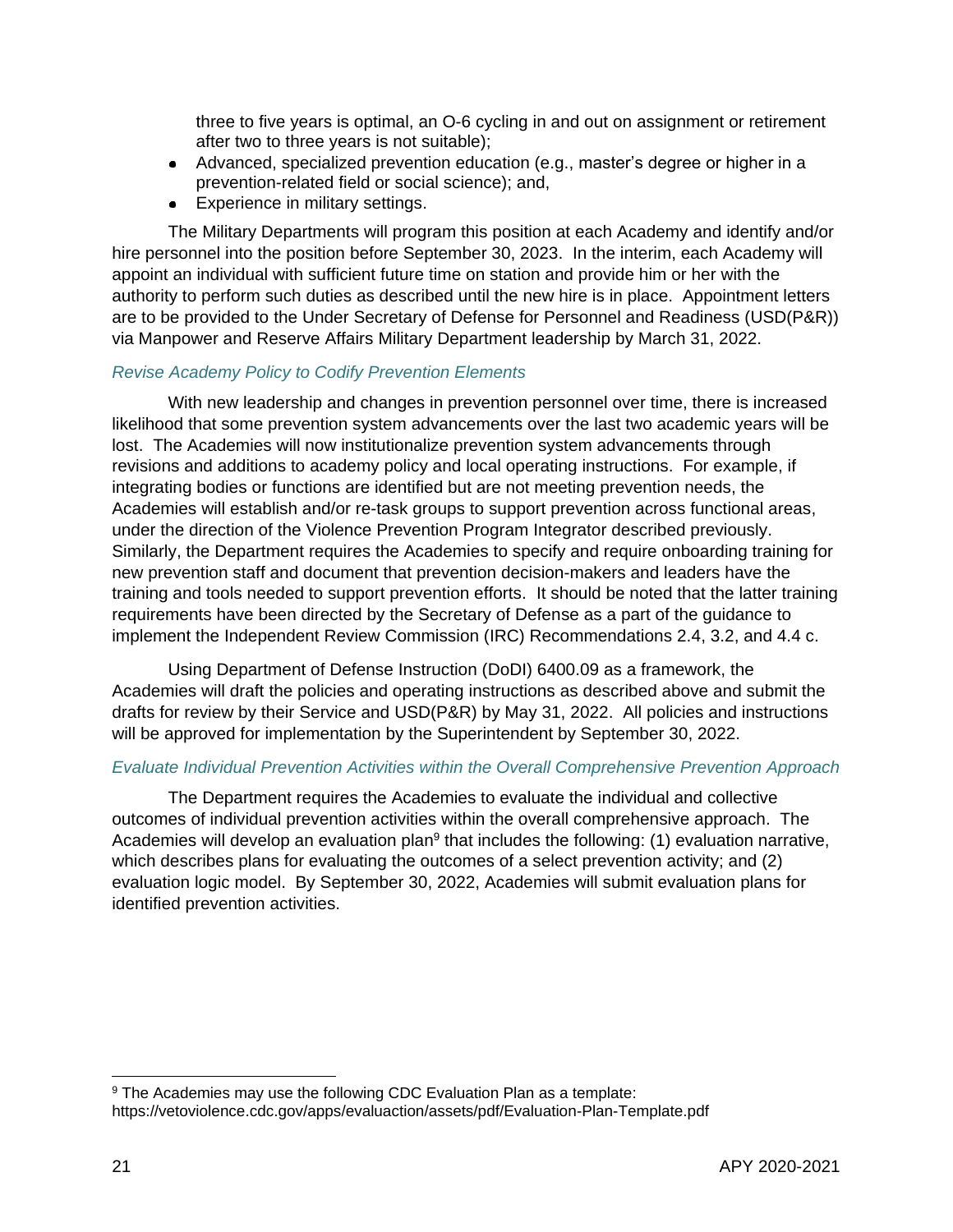three to five years is optimal, an O-6 cycling in and out on assignment or retirement after two to three years is not suitable);
- Advanced, specialized prevention education (e.g., master's degree or higher in a prevention-related field or social science); and,
- Experience in military settings.

The Military Departments will program this position at each Academy and identify and/or hire personnel into the position before September 30, 2023. In the interim, each Academy will appoint an individual with sufficient future time on station and provide him or her with the authority to perform such duties as described until the new hire is in place. Appointment letters are to be provided to the Under Secretary of Defense for Personnel and Readiness (USD(P&R)) via Manpower and Reserve Affairs Military Department leadership by March 31, 2022.

### *Revise Academy Policy to Codify Prevention Elements*

With new leadership and changes in prevention personnel over time, there is increased likelihood that some prevention system advancements over the last two academic years will be lost. The Academies will now institutionalize prevention system advancements through revisions and additions to academy policy and local operating instructions. For example, if integrating bodies or functions are identified but are not meeting prevention needs, the Academies will establish and/or re-task groups to support prevention across functional areas, under the direction of the Violence Prevention Program Integrator described previously. Similarly, the Department requires the Academies to specify and require onboarding training for new prevention staff and document that prevention decision-makers and leaders have the training and tools needed to support prevention efforts. It should be noted that the latter training requirements have been directed by the Secretary of Defense as a part of the guidance to implement the Independent Review Commission (IRC) Recommendations 2.4, 3.2, and 4.4 c.

Using Department of Defense Instruction (DoDI) 6400.09 as a framework, the Academies will draft the policies and operating instructions as described above and submit the drafts for review by their Service and USD(P&R) by May 31, 2022. All policies and instructions will be approved for implementation by the Superintendent by September 30, 2022.

### *Evaluate Individual Prevention Activities within the Overall Comprehensive Prevention Approach*

The Department requires the Academies to evaluate the individual and collective outcomes of individual prevention activities within the overall comprehensive approach. The Academies will develop an evaluation plan[9] that includes the following: (1) evaluation narrative, which describes plans for evaluating the outcomes of a select prevention activity; and (2) evaluation logic model. By September 30, 2022, Academies will submit evaluation plans for identified prevention activities.

---

[9] The Academies may use the following CDC Evaluation Plan as a template: https://vetoviolence.cdc.gov/apps/evaluaction/assets/pdf/Evaluation-Plan-Template.pdf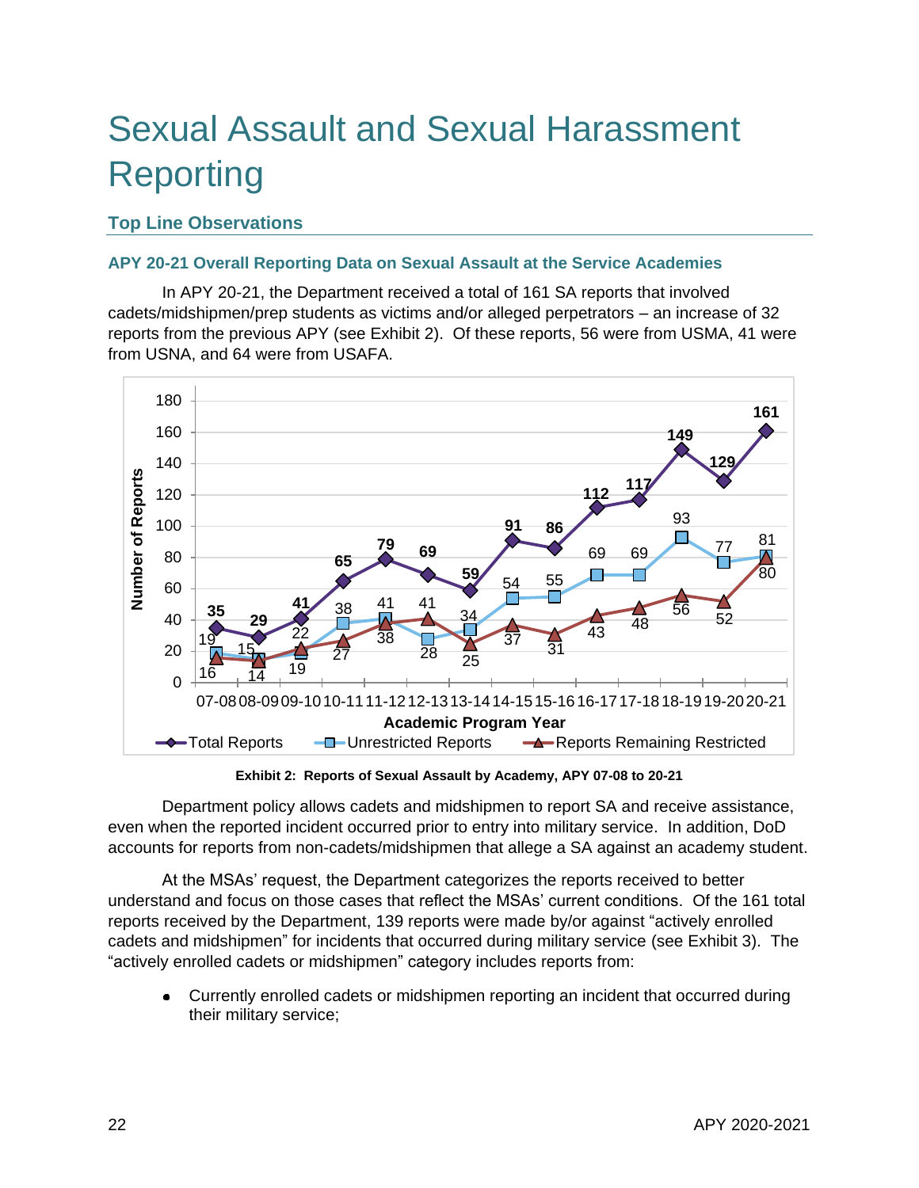# Sexual Assault and Sexual Harassment Reporting

## Top Line Observations

### APY 20-21 Overall Reporting Data on Sexual Assault at the Service Academies

In APY 20-21, the Department received a total of 161 SA reports that involved cadets/midshipmen/prep students as victims and/or alleged perpetrators – an increase of 32 reports from the previous APY (see Exhibit 2). Of these reports, 56 were from USMA, 41 were from USNA, and 64 were from USAFA.

| Academic Program Year | Total Reports | Unrestricted Reports | Reports Remaining Restricted |
|---|---|---|---|
| 07-08 | 35 | 19 | 16 |
| 08-09 | 29 | 15 | 14 |
| 09-10 | 41 | 19 | 22 |
| 10-11 | 65 | 38 | 27 |
| 11-12 | 79 | 41 | 38 |
| 12-13 | 69 | 28 | 41 |
| 13-14 | 59 | 34 | 25 |
| 14-15 | 91 | 54 | 37 |
| 15-16 | 86 | 55 | 31 |
| 16-17 | 112 | 69 | 43 |
| 17-18 | 117 | 69 | 48 |
| 18-19 | 149 | 93 | 56 |
| 19-20 | 129 | 77 | 52 |
| 20-21 | 161 | 81 | 80 |

**Exhibit 2: Reports of Sexual Assault by Academy, APY 07-08 to 20-21**

Department policy allows cadets and midshipmen to report SA and receive assistance, even when the reported incident occurred prior to entry into military service. In addition, DoD accounts for reports from non-cadets/midshipmen that allege a SA against an academy student.

At the MSAs' request, the Department categorizes the reports received to better understand and focus on those cases that reflect the MSAs' current conditions. Of the 161 total reports received by the Department, 139 reports were made by/or against "actively enrolled cadets and midshipmen" for incidents that occurred during military service (see Exhibit 3). The "actively enrolled cadets or midshipmen" category includes reports from:

- Currently enrolled cadets or midshipmen reporting an incident that occurred during their military service;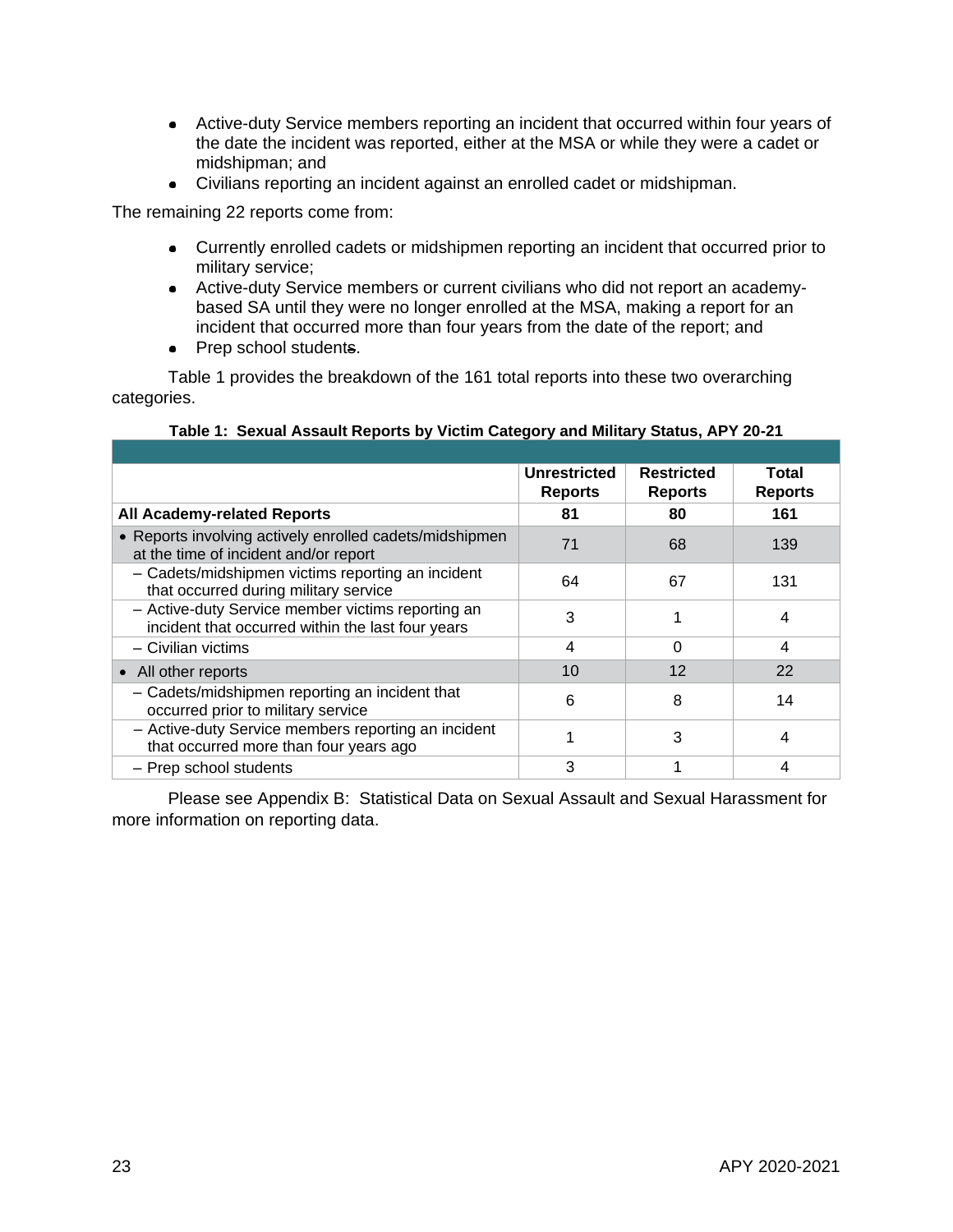- Active-duty Service members reporting an incident that occurred within four years of the date the incident was reported, either at the MSA or while they were a cadet or midshipman; and
- Civilians reporting an incident against an enrolled cadet or midshipman.

The remaining 22 reports come from:

- Currently enrolled cadets or midshipmen reporting an incident that occurred prior to military service;
- Active-duty Service members or current civilians who did not report an academy-based SA until they were no longer enrolled at the MSA, making a report for an incident that occurred more than four years from the date of the report; and
- Prep school students.

Table 1 provides the breakdown of the 161 total reports into these two overarching categories.

**Table 1: Sexual Assault Reports by Victim Category and Military Status, APY 20-21**

| | Unrestricted Reports | Restricted Reports | Total Reports |
|---|---|---|---|
| **All Academy-related Reports** | **81** | **80** | **161** |
| • Reports involving actively enrolled cadets/midshipmen at the time of incident and/or report | 71 | 68 | 139 |
| – Cadets/midshipmen victims reporting an incident that occurred during military service | 64 | 67 | 131 |
| – Active-duty Service member victims reporting an incident that occurred within the last four years | 3 | 1 | 4 |
| – Civilian victims | 4 | 0 | 4 |
| • All other reports | 10 | 12 | 22 |
| – Cadets/midshipmen reporting an incident that occurred prior to military service | 6 | 8 | 14 |
| – Active-duty Service members reporting an incident that occurred more than four years ago | 1 | 3 | 4 |
| – Prep school students | 3 | 1 | 4 |

Please see Appendix B: Statistical Data on Sexual Assault and Sexual Harassment for more information on reporting data.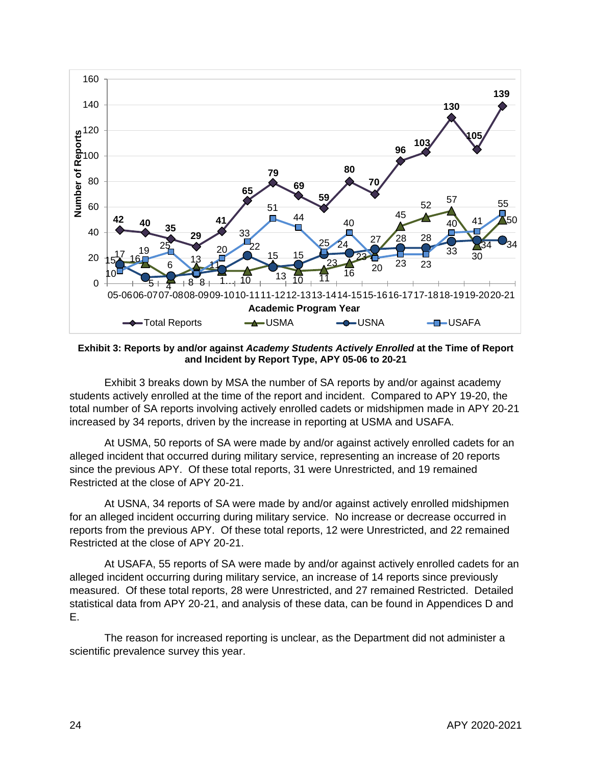| Academic Program Year | Total Reports | USMA | USNA | USAFA |
|---|---|---|---|---|
| 05-06 | 42 | 17 | 15 | 10 |
| 06-07 | 40 | 16 | 5 | 19 |
| 07-08 | 35 | 4 | 6 | 25 |
| 08-09 | 29 | 13 | 8 | 8 |
| 09-10 | 41 | 10 | 11 | 20 |
| 10-11 | 65 | 10 | 22 | 33 |
| 11-12 | 79 | 15 | 13 | 51 |
| 12-13 | 69 | 10 | 15 | 44 |
| 13-14 | 59 | 11 | 23 | 25 |
| 14-15 | 80 | 16 | 24 | 40 |
| 15-16 | 70 | 23 | 27 | 20 |
| 16-17 | 96 | 45 | 28 | 23 |
| 17-18 | 103 | 52 | 28 | 23 |
| 18-19 | 130 | 57 | 33 | 40 |
| 19-20 | 105 | 30 | 34 | 41 |
| 20-21 | 139 | 50 | 34 | 55 |

**Exhibit 3: Reports by and/or against *Academy Students Actively Enrolled* at the Time of Report and Incident by Report Type, APY 05-06 to 20-21**

Exhibit 3 breaks down by MSA the number of SA reports by and/or against academy students actively enrolled at the time of the report and incident. Compared to APY 19-20, the total number of SA reports involving actively enrolled cadets or midshipmen made in APY 20-21 increased by 34 reports, driven by the increase in reporting at USMA and USAFA.

At USMA, 50 reports of SA were made by and/or against actively enrolled cadets for an alleged incident that occurred during military service, representing an increase of 20 reports since the previous APY. Of these total reports, 31 were Unrestricted, and 19 remained Restricted at the close of APY 20-21.

At USNA, 34 reports of SA were made by and/or against actively enrolled midshipmen for an alleged incident occurring during military service. No increase or decrease occurred in reports from the previous APY. Of these total reports, 12 were Unrestricted, and 22 remained Restricted at the close of APY 20-21.

At USAFA, 55 reports of SA were made by and/or against actively enrolled cadets for an alleged incident occurring during military service, an increase of 14 reports since previously measured. Of these total reports, 28 were Unrestricted, and 27 remained Restricted. Detailed statistical data from APY 20-21, and analysis of these data, can be found in Appendices D and E.

The reason for increased reporting is unclear, as the Department did not administer a scientific prevalence survey this year.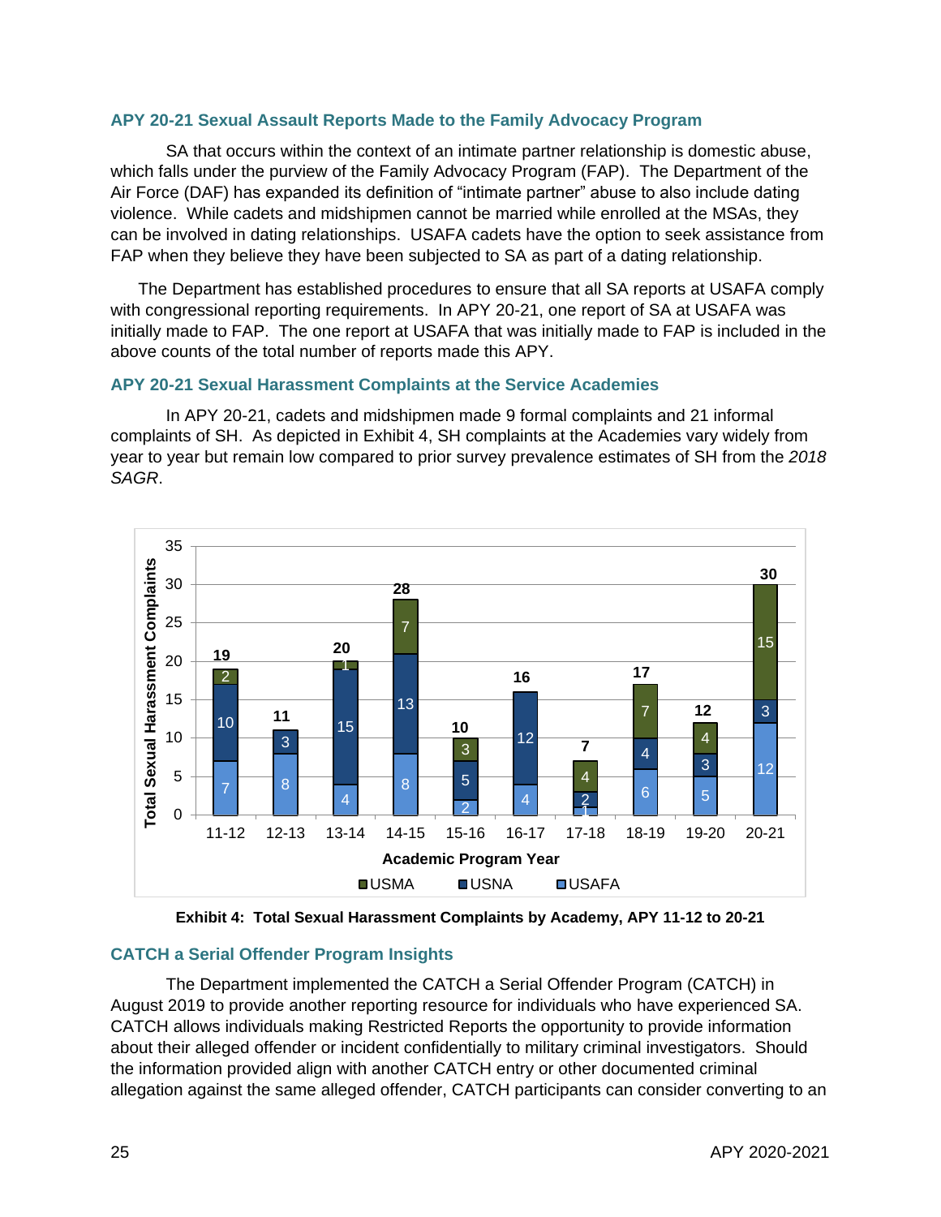### APY 20-21 Sexual Assault Reports Made to the Family Advocacy Program

SA that occurs within the context of an intimate partner relationship is domestic abuse, which falls under the purview of the Family Advocacy Program (FAP). The Department of the Air Force (DAF) has expanded its definition of "intimate partner" abuse to also include dating violence. While cadets and midshipmen cannot be married while enrolled at the MSAs, they can be involved in dating relationships. USAFA cadets have the option to seek assistance from FAP when they believe they have been subjected to SA as part of a dating relationship.

The Department has established procedures to ensure that all SA reports at USAFA comply with congressional reporting requirements. In APY 20-21, one report of SA at USAFA was initially made to FAP. The one report at USAFA that was initially made to FAP is included in the above counts of the total number of reports made this APY.

### APY 20-21 Sexual Harassment Complaints at the Service Academies

In APY 20-21, cadets and midshipmen made 9 formal complaints and 21 informal complaints of SH. As depicted in Exhibit 4, SH complaints at the Academies vary widely from year to year but remain low compared to prior survey prevalence estimates of SH from the *2018 SAGR*.

| Academic Program Year | USAFA | USNA | USMA | Total |
|---|---|---|---|---|
| 11-12 | 7 | 10 | 2 | 19 |
| 12-13 | 8 | 3 | | 11 |
| 13-14 | 4 | 15 | 1 | 20 |
| 14-15 | 8 | 13 | 7 | 28 |
| 15-16 | 2 | 5 | 3 | 10 |
| 16-17 | 4 | 12 | | 16 |
| 17-18 | 1 | 2 | 4 | 7 |
| 18-19 | 6 | 4 | 7 | 17 |
| 19-20 | 5 | 3 | 4 | 12 |
| 20-21 | 12 | 3 | 15 | 30 |

**Exhibit 4: Total Sexual Harassment Complaints by Academy, APY 11-12 to 20-21**

### CATCH a Serial Offender Program Insights

The Department implemented the CATCH a Serial Offender Program (CATCH) in August 2019 to provide another reporting resource for individuals who have experienced SA. CATCH allows individuals making Restricted Reports the opportunity to provide information about their alleged offender or incident confidentially to military criminal investigators. Should the information provided align with another CATCH entry or other documented criminal allegation against the same alleged offender, CATCH participants can consider converting to an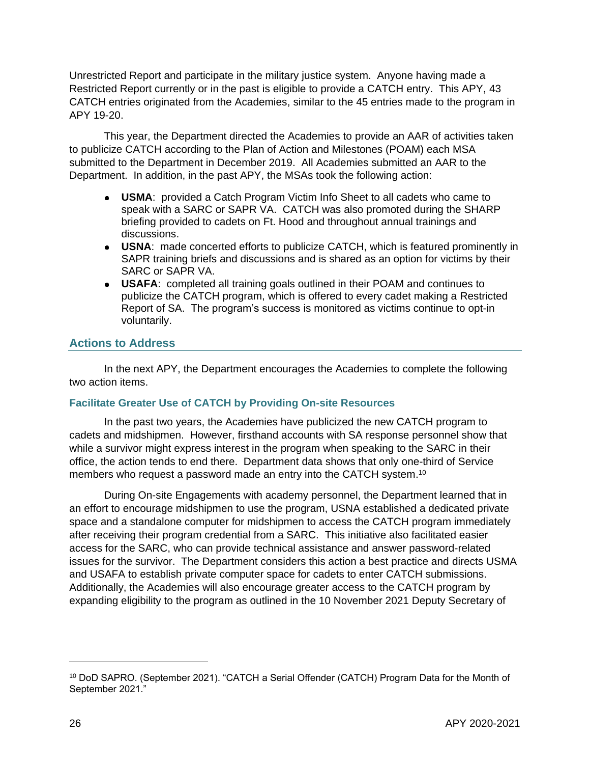Unrestricted Report and participate in the military justice system. Anyone having made a Restricted Report currently or in the past is eligible to provide a CATCH entry. This APY, 43 CATCH entries originated from the Academies, similar to the 45 entries made to the program in APY 19-20.

This year, the Department directed the Academies to provide an AAR of activities taken to publicize CATCH according to the Plan of Action and Milestones (POAM) each MSA submitted to the Department in December 2019. All Academies submitted an AAR to the Department. In addition, in the past APY, the MSAs took the following action:

- **USMA**: provided a Catch Program Victim Info Sheet to all cadets who came to speak with a SARC or SAPR VA. CATCH was also promoted during the SHARP briefing provided to cadets on Ft. Hood and throughout annual trainings and discussions.
- **USNA**: made concerted efforts to publicize CATCH, which is featured prominently in SAPR training briefs and discussions and is shared as an option for victims by their SARC or SAPR VA.
- **USAFA**: completed all training goals outlined in their POAM and continues to publicize the CATCH program, which is offered to every cadet making a Restricted Report of SA. The program's success is monitored as victims continue to opt-in voluntarily.

## Actions to Address

In the next APY, the Department encourages the Academies to complete the following two action items.

### Facilitate Greater Use of CATCH by Providing On-site Resources

In the past two years, the Academies have publicized the new CATCH program to cadets and midshipmen. However, firsthand accounts with SA response personnel show that while a survivor might express interest in the program when speaking to the SARC in their office, the action tends to end there. Department data shows that only one-third of Service members who request a password made an entry into the CATCH system.[10]

During On-site Engagements with academy personnel, the Department learned that in an effort to encourage midshipmen to use the program, USNA established a dedicated private space and a standalone computer for midshipmen to access the CATCH program immediately after receiving their program credential from a SARC. This initiative also facilitated easier access for the SARC, who can provide technical assistance and answer password-related issues for the survivor. The Department considers this action a best practice and directs USMA and USAFA to establish private computer space for cadets to enter CATCH submissions. Additionally, the Academies will also encourage greater access to the CATCH program by expanding eligibility to the program as outlined in the 10 November 2021 Deputy Secretary of

---

[10] DoD SAPRO. (September 2021). "CATCH a Serial Offender (CATCH) Program Data for the Month of September 2021."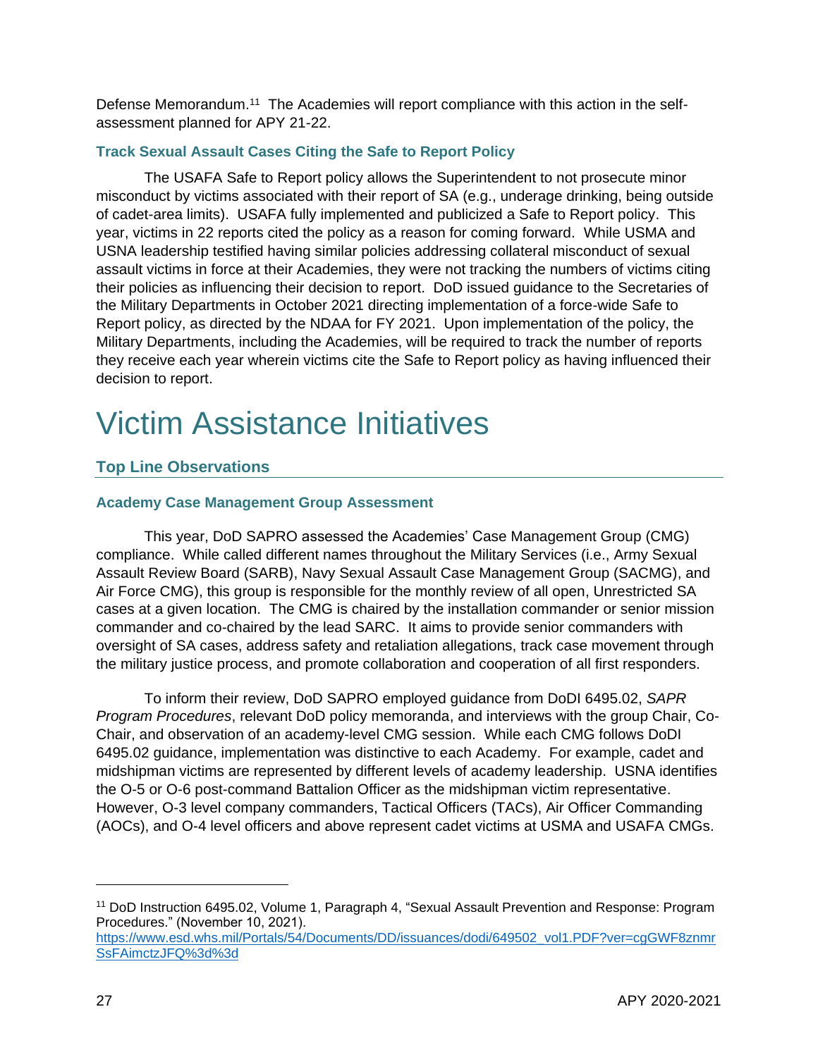Defense Memorandum.[11] The Academies will report compliance with this action in the self-assessment planned for APY 21-22.

### Track Sexual Assault Cases Citing the Safe to Report Policy

The USAFA Safe to Report policy allows the Superintendent to not prosecute minor misconduct by victims associated with their report of SA (e.g., underage drinking, being outside of cadet-area limits). USAFA fully implemented and publicized a Safe to Report policy. This year, victims in 22 reports cited the policy as a reason for coming forward. While USMA and USNA leadership testified having similar policies addressing collateral misconduct of sexual assault victims in force at their Academies, they were not tracking the numbers of victims citing their policies as influencing their decision to report. DoD issued guidance to the Secretaries of the Military Departments in October 2021 directing implementation of a force-wide Safe to Report policy, as directed by the NDAA for FY 2021. Upon implementation of the policy, the Military Departments, including the Academies, will be required to track the number of reports they receive each year wherein victims cite the Safe to Report policy as having influenced their decision to report.

# Victim Assistance Initiatives

## Top Line Observations

### Academy Case Management Group Assessment

This year, DoD SAPRO assessed the Academies' Case Management Group (CMG) compliance. While called different names throughout the Military Services (i.e., Army Sexual Assault Review Board (SARB), Navy Sexual Assault Case Management Group (SACMG), and Air Force CMG), this group is responsible for the monthly review of all open, Unrestricted SA cases at a given location. The CMG is chaired by the installation commander or senior mission commander and co-chaired by the lead SARC. It aims to provide senior commanders with oversight of SA cases, address safety and retaliation allegations, track case movement through the military justice process, and promote collaboration and cooperation of all first responders.

To inform their review, DoD SAPRO employed guidance from DoDI 6495.02, *SAPR Program Procedures*, relevant DoD policy memoranda, and interviews with the group Chair, Co-Chair, and observation of an academy-level CMG session. While each CMG follows DoDI 6495.02 guidance, implementation was distinctive to each Academy. For example, cadet and midshipman victims are represented by different levels of academy leadership. USNA identifies the O-5 or O-6 post-command Battalion Officer as the midshipman victim representative. However, O-3 level company commanders, Tactical Officers (TACs), Air Officer Commanding (AOCs), and O-4 level officers and above represent cadet victims at USMA and USAFA CMGs.

---

[11] DoD Instruction 6495.02, Volume 1, Paragraph 4, "Sexual Assault Prevention and Response: Program Procedures." (November 10, 2021). https://www.esd.whs.mil/Portals/54/Documents/DD/issuances/dodi/649502_vol1.PDF?ver=cgGWF8znmrSsFAimctzJFQ%3d%3d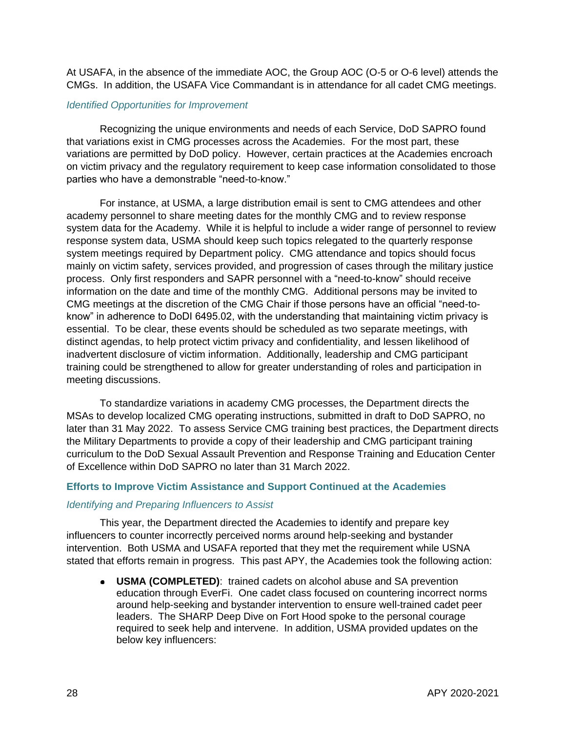At USAFA, in the absence of the immediate AOC, the Group AOC (O-5 or O-6 level) attends the CMGs. In addition, the USAFA Vice Commandant is in attendance for all cadet CMG meetings.

### *Identified Opportunities for Improvement*

Recognizing the unique environments and needs of each Service, DoD SAPRO found that variations exist in CMG processes across the Academies. For the most part, these variations are permitted by DoD policy. However, certain practices at the Academies encroach on victim privacy and the regulatory requirement to keep case information consolidated to those parties who have a demonstrable "need-to-know."

For instance, at USMA, a large distribution email is sent to CMG attendees and other academy personnel to share meeting dates for the monthly CMG and to review response system data for the Academy. While it is helpful to include a wider range of personnel to review response system data, USMA should keep such topics relegated to the quarterly response system meetings required by Department policy. CMG attendance and topics should focus mainly on victim safety, services provided, and progression of cases through the military justice process. Only first responders and SAPR personnel with a "need-to-know" should receive information on the date and time of the monthly CMG. Additional persons may be invited to CMG meetings at the discretion of the CMG Chair if those persons have an official "need-to-know" in adherence to DoDI 6495.02, with the understanding that maintaining victim privacy is essential. To be clear, these events should be scheduled as two separate meetings, with distinct agendas, to help protect victim privacy and confidentiality, and lessen likelihood of inadvertent disclosure of victim information. Additionally, leadership and CMG participant training could be strengthened to allow for greater understanding of roles and participation in meeting discussions.

To standardize variations in academy CMG processes, the Department directs the MSAs to develop localized CMG operating instructions, submitted in draft to DoD SAPRO, no later than 31 May 2022. To assess Service CMG training best practices, the Department directs the Military Departments to provide a copy of their leadership and CMG participant training curriculum to the DoD Sexual Assault Prevention and Response Training and Education Center of Excellence within DoD SAPRO no later than 31 March 2022.

## Efforts to Improve Victim Assistance and Support Continued at the Academies

### *Identifying and Preparing Influencers to Assist*

This year, the Department directed the Academies to identify and prepare key influencers to counter incorrectly perceived norms around help-seeking and bystander intervention. Both USMA and USAFA reported that they met the requirement while USNA stated that efforts remain in progress. This past APY, the Academies took the following action:

- **USMA (COMPLETED)**: trained cadets on alcohol abuse and SA prevention education through EverFi. One cadet class focused on countering incorrect norms around help-seeking and bystander intervention to ensure well-trained cadet peer leaders. The SHARP Deep Dive on Fort Hood spoke to the personal courage required to seek help and intervene. In addition, USMA provided updates on the below key influencers: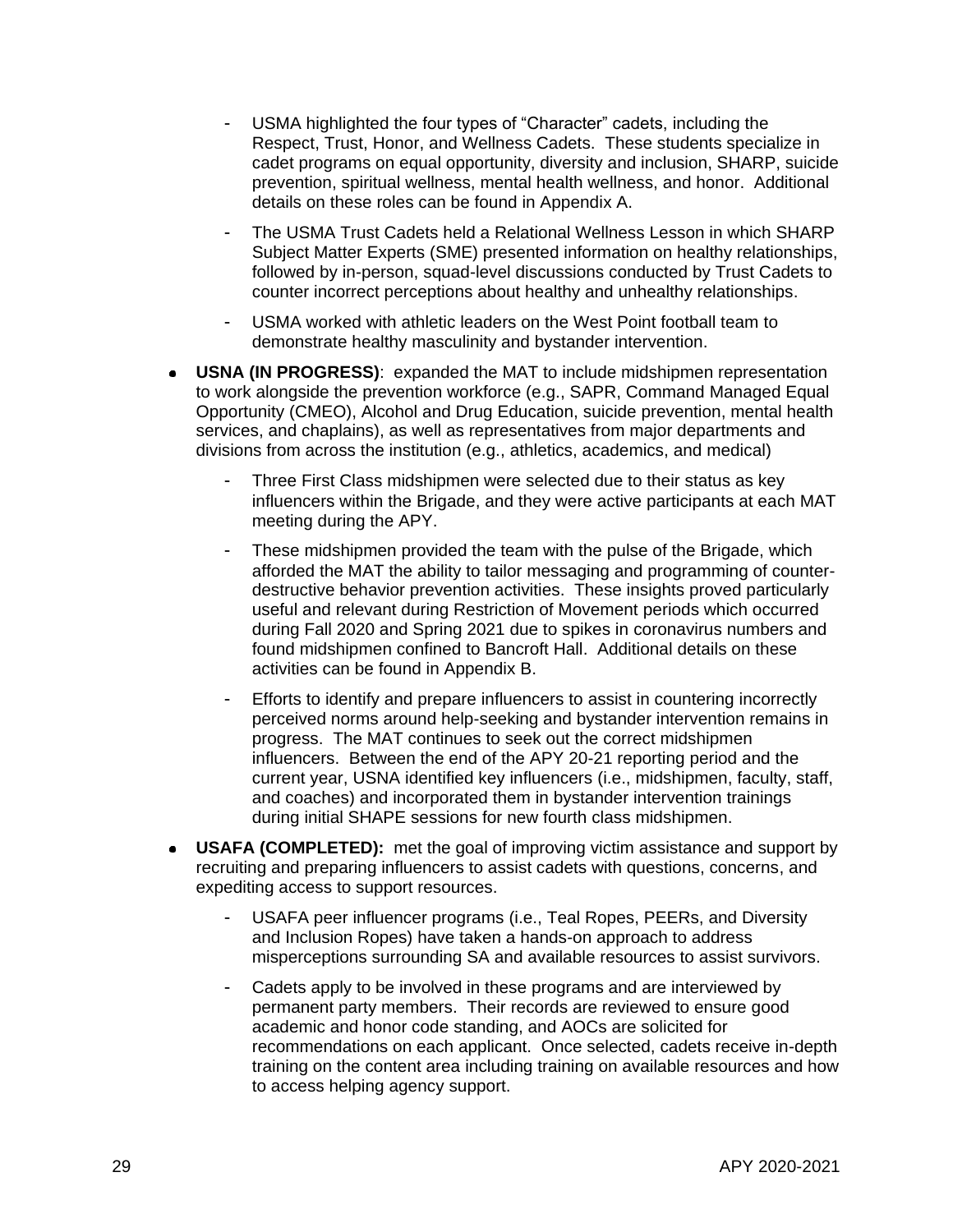- USMA highlighted the four types of "Character" cadets, including the Respect, Trust, Honor, and Wellness Cadets. These students specialize in cadet programs on equal opportunity, diversity and inclusion, SHARP, suicide prevention, spiritual wellness, mental health wellness, and honor. Additional details on these roles can be found in Appendix A.
- The USMA Trust Cadets held a Relational Wellness Lesson in which SHARP Subject Matter Experts (SME) presented information on healthy relationships, followed by in-person, squad-level discussions conducted by Trust Cadets to counter incorrect perceptions about healthy and unhealthy relationships.
- USMA worked with athletic leaders on the West Point football team to demonstrate healthy masculinity and bystander intervention.

- **USNA (IN PROGRESS)**: expanded the MAT to include midshipmen representation to work alongside the prevention workforce (e.g., SAPR, Command Managed Equal Opportunity (CMEO), Alcohol and Drug Education, suicide prevention, mental health services, and chaplains), as well as representatives from major departments and divisions from across the institution (e.g., athletics, academics, and medical)
  - Three First Class midshipmen were selected due to their status as key influencers within the Brigade, and they were active participants at each MAT meeting during the APY.
  - These midshipmen provided the team with the pulse of the Brigade, which afforded the MAT the ability to tailor messaging and programming of counter-destructive behavior prevention activities. These insights proved particularly useful and relevant during Restriction of Movement periods which occurred during Fall 2020 and Spring 2021 due to spikes in coronavirus numbers and found midshipmen confined to Bancroft Hall. Additional details on these activities can be found in Appendix B.
  - Efforts to identify and prepare influencers to assist in countering incorrectly perceived norms around help-seeking and bystander intervention remains in progress. The MAT continues to seek out the correct midshipmen influencers. Between the end of the APY 20-21 reporting period and the current year, USNA identified key influencers (i.e., midshipmen, faculty, staff, and coaches) and incorporated them in bystander intervention trainings during initial SHAPE sessions for new fourth class midshipmen.

- **USAFA (COMPLETED):** met the goal of improving victim assistance and support by recruiting and preparing influencers to assist cadets with questions, concerns, and expediting access to support resources.
  - USAFA peer influencer programs (i.e., Teal Ropes, PEERs, and Diversity and Inclusion Ropes) have taken a hands-on approach to address misperceptions surrounding SA and available resources to assist survivors.
  - Cadets apply to be involved in these programs and are interviewed by permanent party members. Their records are reviewed to ensure good academic and honor code standing, and AOCs are solicited for recommendations on each applicant. Once selected, cadets receive in-depth training on the content area including training on available resources and how to access helping agency support.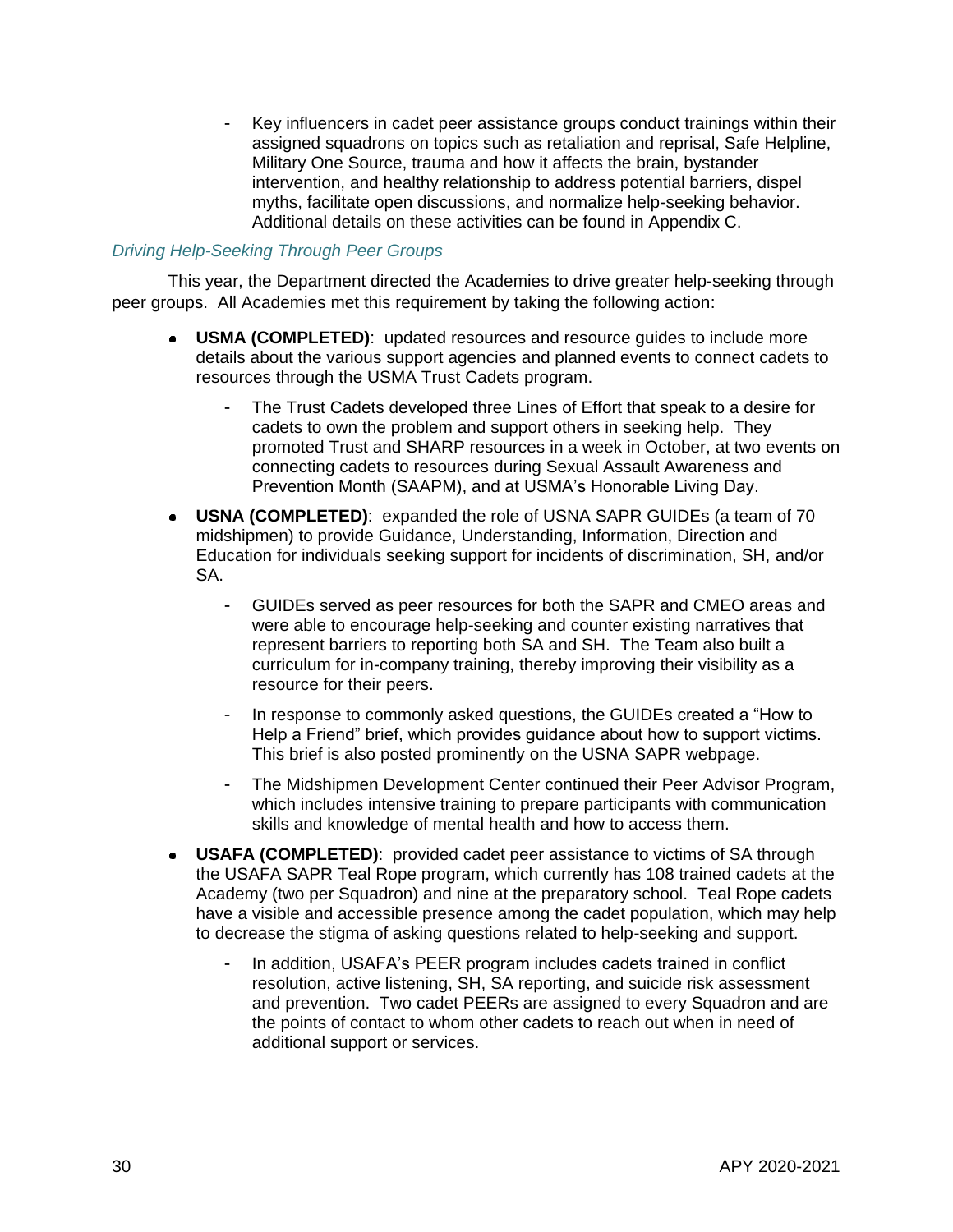- Key influencers in cadet peer assistance groups conduct trainings within their assigned squadrons on topics such as retaliation and reprisal, Safe Helpline, Military One Source, trauma and how it affects the brain, bystander intervention, and healthy relationship to address potential barriers, dispel myths, facilitate open discussions, and normalize help-seeking behavior. Additional details on these activities can be found in Appendix C.

*Driving Help-Seeking Through Peer Groups*

This year, the Department directed the Academies to drive greater help-seeking through peer groups. All Academies met this requirement by taking the following action:

- **USMA (COMPLETED)**: updated resources and resource guides to include more details about the various support agencies and planned events to connect cadets to resources through the USMA Trust Cadets program.
    - The Trust Cadets developed three Lines of Effort that speak to a desire for cadets to own the problem and support others in seeking help. They promoted Trust and SHARP resources in a week in October, at two events on connecting cadets to resources during Sexual Assault Awareness and Prevention Month (SAAPM), and at USMA's Honorable Living Day.
- **USNA (COMPLETED)**: expanded the role of USNA SAPR GUIDEs (a team of 70 midshipmen) to provide Guidance, Understanding, Information, Direction and Education for individuals seeking support for incidents of discrimination, SH, and/or SA.
    - GUIDEs served as peer resources for both the SAPR and CMEO areas and were able to encourage help-seeking and counter existing narratives that represent barriers to reporting both SA and SH. The Team also built a curriculum for in-company training, thereby improving their visibility as a resource for their peers.
    - In response to commonly asked questions, the GUIDEs created a "How to Help a Friend" brief, which provides guidance about how to support victims. This brief is also posted prominently on the USNA SAPR webpage.
    - The Midshipmen Development Center continued their Peer Advisor Program, which includes intensive training to prepare participants with communication skills and knowledge of mental health and how to access them.
- **USAFA (COMPLETED)**: provided cadet peer assistance to victims of SA through the USAFA SAPR Teal Rope program, which currently has 108 trained cadets at the Academy (two per Squadron) and nine at the preparatory school. Teal Rope cadets have a visible and accessible presence among the cadet population, which may help to decrease the stigma of asking questions related to help-seeking and support.
    - In addition, USAFA's PEER program includes cadets trained in conflict resolution, active listening, SH, SA reporting, and suicide risk assessment and prevention. Two cadet PEERs are assigned to every Squadron and are the points of contact to whom other cadets to reach out when in need of additional support or services.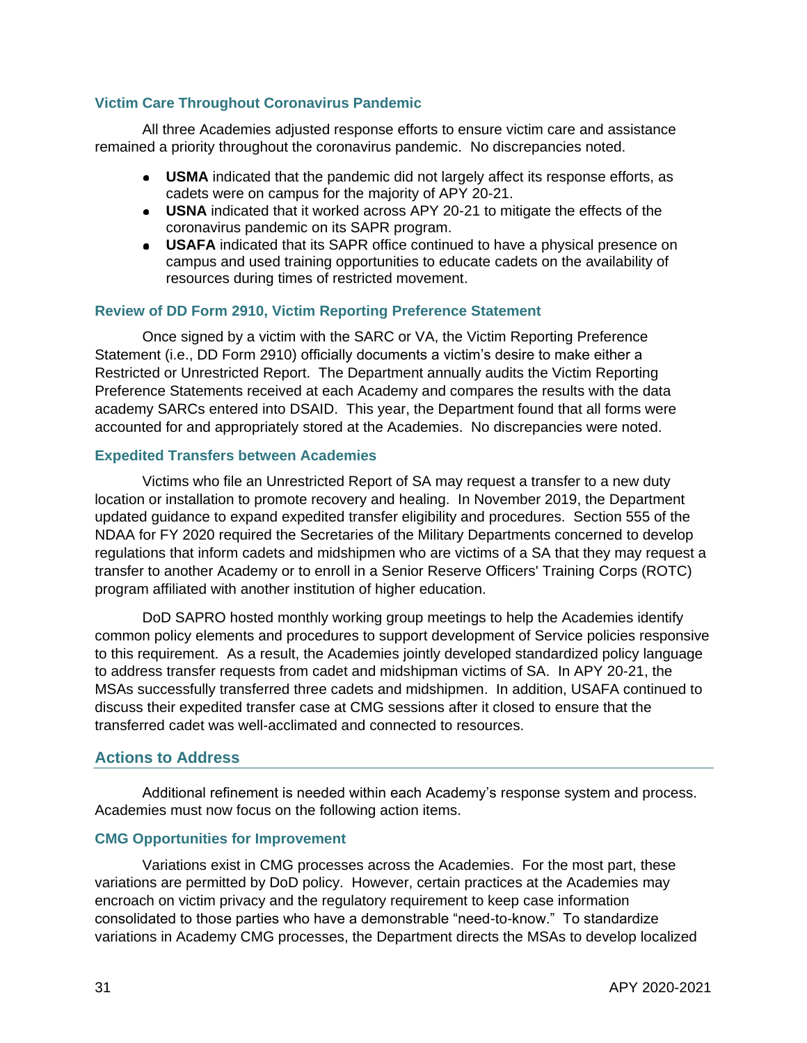### Victim Care Throughout Coronavirus Pandemic

All three Academies adjusted response efforts to ensure victim care and assistance remained a priority throughout the coronavirus pandemic. No discrepancies noted.

- **USMA** indicated that the pandemic did not largely affect its response efforts, as cadets were on campus for the majority of APY 20-21.
- **USNA** indicated that it worked across APY 20-21 to mitigate the effects of the coronavirus pandemic on its SAPR program.
- **USAFA** indicated that its SAPR office continued to have a physical presence on campus and used training opportunities to educate cadets on the availability of resources during times of restricted movement.

### Review of DD Form 2910, Victim Reporting Preference Statement

Once signed by a victim with the SARC or VA, the Victim Reporting Preference Statement (i.e., DD Form 2910) officially documents a victim's desire to make either a Restricted or Unrestricted Report. The Department annually audits the Victim Reporting Preference Statements received at each Academy and compares the results with the data academy SARCs entered into DSAID. This year, the Department found that all forms were accounted for and appropriately stored at the Academies. No discrepancies were noted.

### Expedited Transfers between Academies

Victims who file an Unrestricted Report of SA may request a transfer to a new duty location or installation to promote recovery and healing. In November 2019, the Department updated guidance to expand expedited transfer eligibility and procedures. Section 555 of the NDAA for FY 2020 required the Secretaries of the Military Departments concerned to develop regulations that inform cadets and midshipmen who are victims of a SA that they may request a transfer to another Academy or to enroll in a Senior Reserve Officers' Training Corps (ROTC) program affiliated with another institution of higher education.

DoD SAPRO hosted monthly working group meetings to help the Academies identify common policy elements and procedures to support development of Service policies responsive to this requirement. As a result, the Academies jointly developed standardized policy language to address transfer requests from cadet and midshipman victims of SA. In APY 20-21, the MSAs successfully transferred three cadets and midshipmen. In addition, USAFA continued to discuss their expedited transfer case at CMG sessions after it closed to ensure that the transferred cadet was well-acclimated and connected to resources.

## Actions to Address

Additional refinement is needed within each Academy's response system and process. Academies must now focus on the following action items.

### CMG Opportunities for Improvement

Variations exist in CMG processes across the Academies. For the most part, these variations are permitted by DoD policy. However, certain practices at the Academies may encroach on victim privacy and the regulatory requirement to keep case information consolidated to those parties who have a demonstrable "need-to-know." To standardize variations in Academy CMG processes, the Department directs the MSAs to develop localized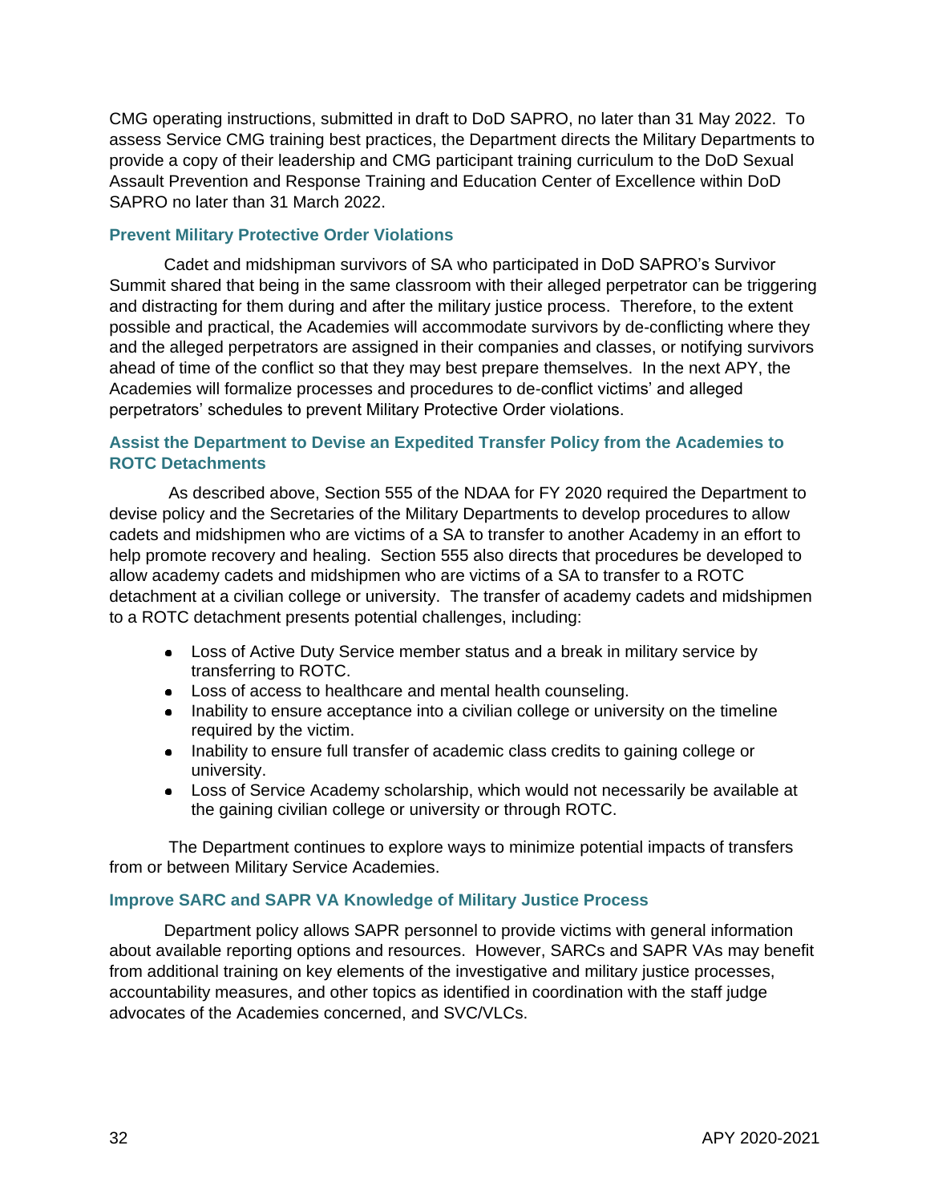CMG operating instructions, submitted in draft to DoD SAPRO, no later than 31 May 2022. To assess Service CMG training best practices, the Department directs the Military Departments to provide a copy of their leadership and CMG participant training curriculum to the DoD Sexual Assault Prevention and Response Training and Education Center of Excellence within DoD SAPRO no later than 31 March 2022.

### Prevent Military Protective Order Violations

Cadet and midshipman survivors of SA who participated in DoD SAPRO's Survivor Summit shared that being in the same classroom with their alleged perpetrator can be triggering and distracting for them during and after the military justice process. Therefore, to the extent possible and practical, the Academies will accommodate survivors by de-conflicting where they and the alleged perpetrators are assigned in their companies and classes, or notifying survivors ahead of time of the conflict so that they may best prepare themselves. In the next APY, the Academies will formalize processes and procedures to de-conflict victims' and alleged perpetrators' schedules to prevent Military Protective Order violations.

### Assist the Department to Devise an Expedited Transfer Policy from the Academies to ROTC Detachments

As described above, Section 555 of the NDAA for FY 2020 required the Department to devise policy and the Secretaries of the Military Departments to develop procedures to allow cadets and midshipmen who are victims of a SA to transfer to another Academy in an effort to help promote recovery and healing. Section 555 also directs that procedures be developed to allow academy cadets and midshipmen who are victims of a SA to transfer to a ROTC detachment at a civilian college or university. The transfer of academy cadets and midshipmen to a ROTC detachment presents potential challenges, including:

- Loss of Active Duty Service member status and a break in military service by transferring to ROTC.
- Loss of access to healthcare and mental health counseling.
- Inability to ensure acceptance into a civilian college or university on the timeline required by the victim.
- Inability to ensure full transfer of academic class credits to gaining college or university.
- Loss of Service Academy scholarship, which would not necessarily be available at the gaining civilian college or university or through ROTC.

The Department continues to explore ways to minimize potential impacts of transfers from or between Military Service Academies.

### Improve SARC and SAPR VA Knowledge of Military Justice Process

Department policy allows SAPR personnel to provide victims with general information about available reporting options and resources. However, SARCs and SAPR VAs may benefit from additional training on key elements of the investigative and military justice processes, accountability measures, and other topics as identified in coordination with the staff judge advocates of the Academies concerned, and SVC/VLCs.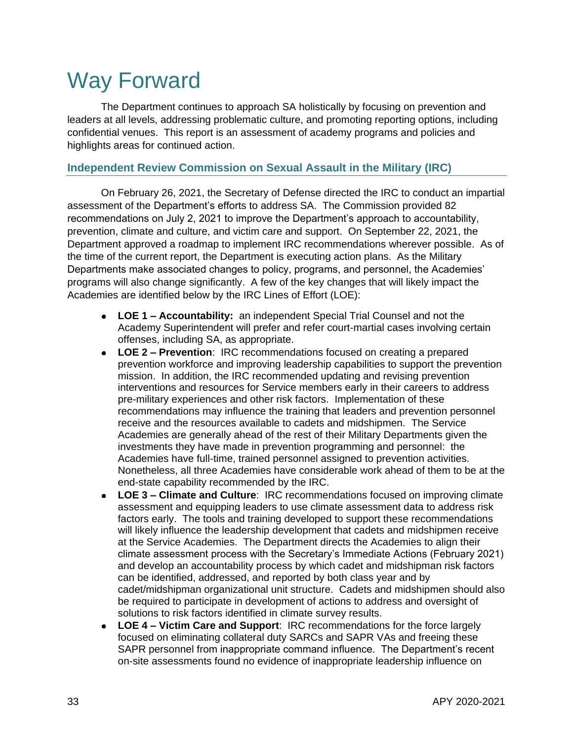# Way Forward

The Department continues to approach SA holistically by focusing on prevention and leaders at all levels, addressing problematic culture, and promoting reporting options, including confidential venues. This report is an assessment of academy programs and policies and highlights areas for continued action.

## Independent Review Commission on Sexual Assault in the Military (IRC)

On February 26, 2021, the Secretary of Defense directed the IRC to conduct an impartial assessment of the Department's efforts to address SA. The Commission provided 82 recommendations on July 2, 2021 to improve the Department's approach to accountability, prevention, climate and culture, and victim care and support. On September 22, 2021, the Department approved a roadmap to implement IRC recommendations wherever possible. As of the time of the current report, the Department is executing action plans. As the Military Departments make associated changes to policy, programs, and personnel, the Academies' programs will also change significantly. A few of the key changes that will likely impact the Academies are identified below by the IRC Lines of Effort (LOE):

- **LOE 1 – Accountability:** an independent Special Trial Counsel and not the Academy Superintendent will prefer and refer court-martial cases involving certain offenses, including SA, as appropriate.
- **LOE 2 – Prevention**: IRC recommendations focused on creating a prepared prevention workforce and improving leadership capabilities to support the prevention mission. In addition, the IRC recommended updating and revising prevention interventions and resources for Service members early in their careers to address pre-military experiences and other risk factors. Implementation of these recommendations may influence the training that leaders and prevention personnel receive and the resources available to cadets and midshipmen. The Service Academies are generally ahead of the rest of their Military Departments given the investments they have made in prevention programming and personnel: the Academies have full-time, trained personnel assigned to prevention activities. Nonetheless, all three Academies have considerable work ahead of them to be at the end-state capability recommended by the IRC.
- **LOE 3 – Climate and Culture**: IRC recommendations focused on improving climate assessment and equipping leaders to use climate assessment data to address risk factors early. The tools and training developed to support these recommendations will likely influence the leadership development that cadets and midshipmen receive at the Service Academies. The Department directs the Academies to align their climate assessment process with the Secretary's Immediate Actions (February 2021) and develop an accountability process by which cadet and midshipman risk factors can be identified, addressed, and reported by both class year and by cadet/midshipman organizational unit structure. Cadets and midshipmen should also be required to participate in development of actions to address and oversight of solutions to risk factors identified in climate survey results.
- **LOE 4 – Victim Care and Support**: IRC recommendations for the force largely focused on eliminating collateral duty SARCs and SAPR VAs and freeing these SAPR personnel from inappropriate command influence. The Department's recent on-site assessments found no evidence of inappropriate leadership influence on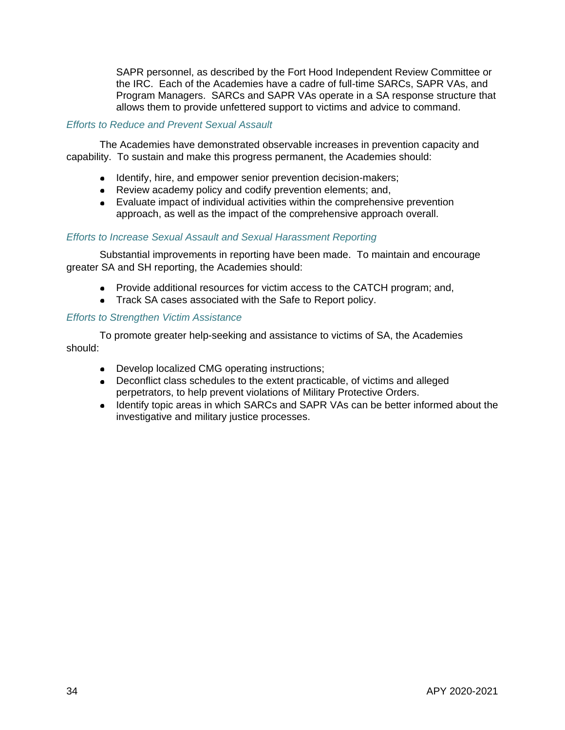SAPR personnel, as described by the Fort Hood Independent Review Committee or the IRC. Each of the Academies have a cadre of full-time SARCs, SAPR VAs, and Program Managers. SARCs and SAPR VAs operate in a SA response structure that allows them to provide unfettered support to victims and advice to command.

*Efforts to Reduce and Prevent Sexual Assault*

The Academies have demonstrated observable increases in prevention capacity and capability. To sustain and make this progress permanent, the Academies should:

- Identify, hire, and empower senior prevention decision-makers;
- Review academy policy and codify prevention elements; and,
- Evaluate impact of individual activities within the comprehensive prevention approach, as well as the impact of the comprehensive approach overall.

*Efforts to Increase Sexual Assault and Sexual Harassment Reporting*

Substantial improvements in reporting have been made. To maintain and encourage greater SA and SH reporting, the Academies should:

- Provide additional resources for victim access to the CATCH program; and,
- Track SA cases associated with the Safe to Report policy.

*Efforts to Strengthen Victim Assistance*

To promote greater help-seeking and assistance to victims of SA, the Academies should:

- Develop localized CMG operating instructions;
- Deconflict class schedules to the extent practicable, of victims and alleged perpetrators, to help prevent violations of Military Protective Orders.
- Identify topic areas in which SARCs and SAPR VAs can be better informed about the investigative and military justice processes.